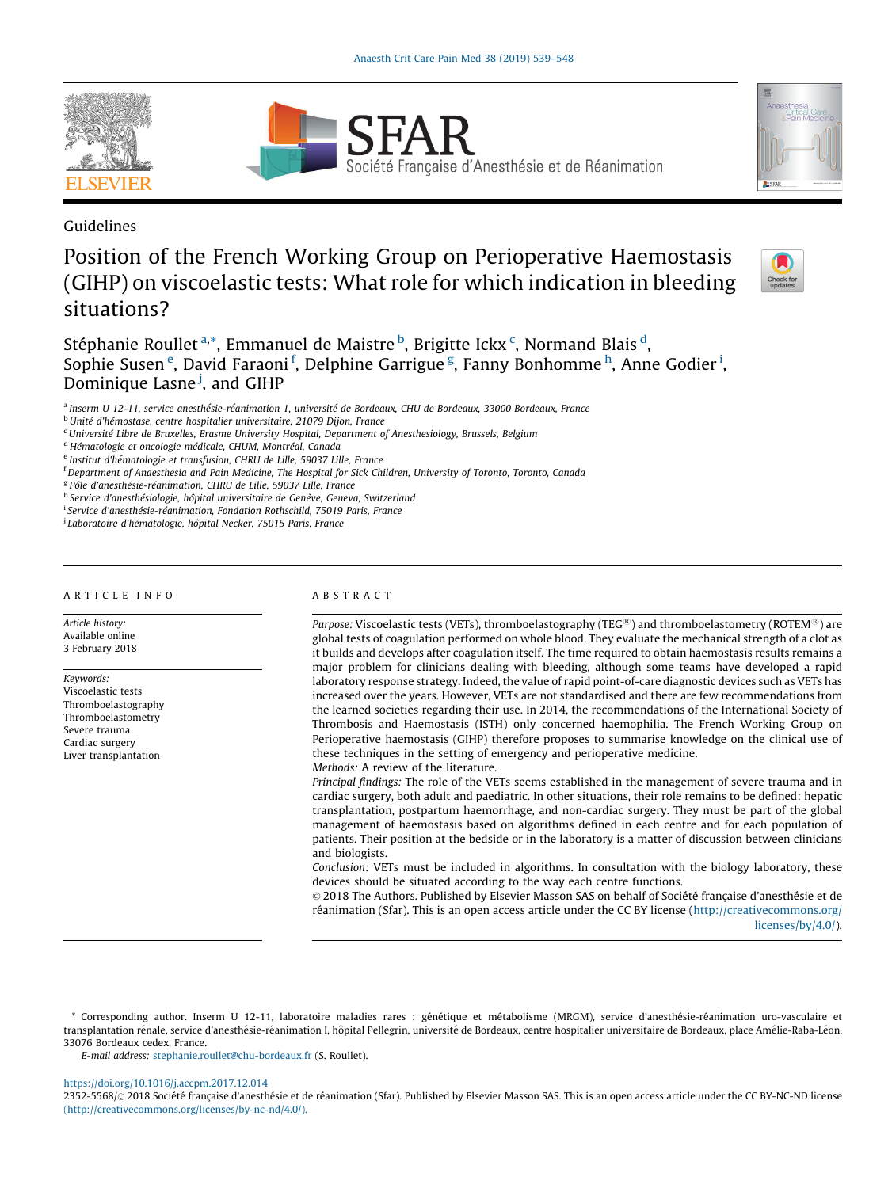Guidelines

# Position of the French Working Group on Perioperative Haemostasis (GIHP) on viscoelastic tests: What role for which indication in bleeding situations?

Stéphanie Roullet [a,*], Emmanuel de Maistre [b], Brigitte Ickx [c], Normand Blais [d], Sophie Susen [e], David Faraoni [f], Delphine Garrigue [g], Fanny Bonhomme [h], Anne Godier [i], Dominique Lasne [j], and GIHP

[a] Inserm U 12-11, service anesthésie-réanimation 1, université de Bordeaux, CHU de Bordeaux, 33000 Bordeaux, France
[b] Unité d'hémostase, centre hospitalier universitaire, 21079 Dijon, France
[c] Université Libre de Bruxelles, Erasme University Hospital, Department of Anesthesiology, Brussels, Belgium
[d] Hématologie et oncologie médicale, CHUM, Montréal, Canada
[e] Institut d'hématologie et transfusion, CHRU de Lille, 59037 Lille, France
[f] Department of Anaesthesia and Pain Medicine, The Hospital for Sick Children, University of Toronto, Toronto, Canada
[g] Pôle d'anesthésie-réanimation, CHRU de Lille, 59037 Lille, France
[h] Service d'anesthésiologie, hôpital universitaire de Genève, Geneva, Switzerland
[i] Service d'anesthésie-réanimation, Fondation Rothschild, 75019 Paris, France
[j] Laboratoire d'hématologie, hôpital Necker, 75015 Paris, France

## ARTICLE INFO

*Article history:*
Available online
3 February 2018

*Keywords:*
Viscoelastic tests
Thromboelastography
Thromboelastometry
Severe trauma
Cardiac surgery
Liver transplantation

## ABSTRACT

*Purpose:* Viscoelastic tests (VETs), thromboelastography (TEG®) and thromboelastometry (ROTEM®) are global tests of coagulation performed on whole blood. They evaluate the mechanical strength of a clot as it builds and develops after coagulation itself. The time required to obtain haemostasis results remains a major problem for clinicians dealing with bleeding, although some teams have developed a rapid laboratory response strategy. Indeed, the value of rapid point-of-care diagnostic devices such as VETs has increased over the years. However, VETs are not standardised and there are few recommendations from the learned societies regarding their use. In 2014, the recommendations of the International Society of Thrombosis and Haemostasis (ISTH) only concerned haemophilia. The French Working Group on Perioperative haemostasis (GIHP) therefore proposes to summarise knowledge on the clinical use of these techniques in the setting of emergency and perioperative medicine.

*Methods:* A review of the literature.

*Principal findings:* The role of the VETs seems established in the management of severe trauma and in cardiac surgery, both adult and paediatric. In other situations, their role remains to be defined: hepatic transplantation, postpartum haemorrhage, and non-cardiac surgery. They must be part of the global management of haemostasis based on algorithms defined in each centre and for each population of patients. Their position at the bedside or in the laboratory is a matter of discussion between clinicians and biologists.

*Conclusion:* VETs must be included in algorithms. In consultation with the biology laboratory, these devices should be situated according to the way each centre functions.

© 2018 The Authors. Published by Elsevier Masson SAS on behalf of Société française d'anesthésie et de réanimation (Sfar). This is an open access article under the CC BY license (http://creativecommons.org/licenses/by/4.0/).

* Corresponding author. Inserm U 12-11, laboratoire maladies rares : génétique et métabolisme (MRGM), service d'anesthésie-réanimation uro-vasculaire et transplantation rénale, service d'anesthésie-réanimation I, hôpital Pellegrin, université de Bordeaux, centre hospitalier universitaire de Bordeaux, place Amélie-Raba-Léon, 33076 Bordeaux cedex, France.
*E-mail address:* stephanie.roullet@chu-bordeaux.fr (S. Roullet).

https://doi.org/10.1016/j.accpm.2017.12.014
2352-5568/© 2018 Société française d'anesthésie et de réanimation (Sfar). Published by Elsevier Masson SAS. This is an open access article under the CC BY-NC-ND license (http://creativecommons.org/licenses/by-nc-nd/4.0/).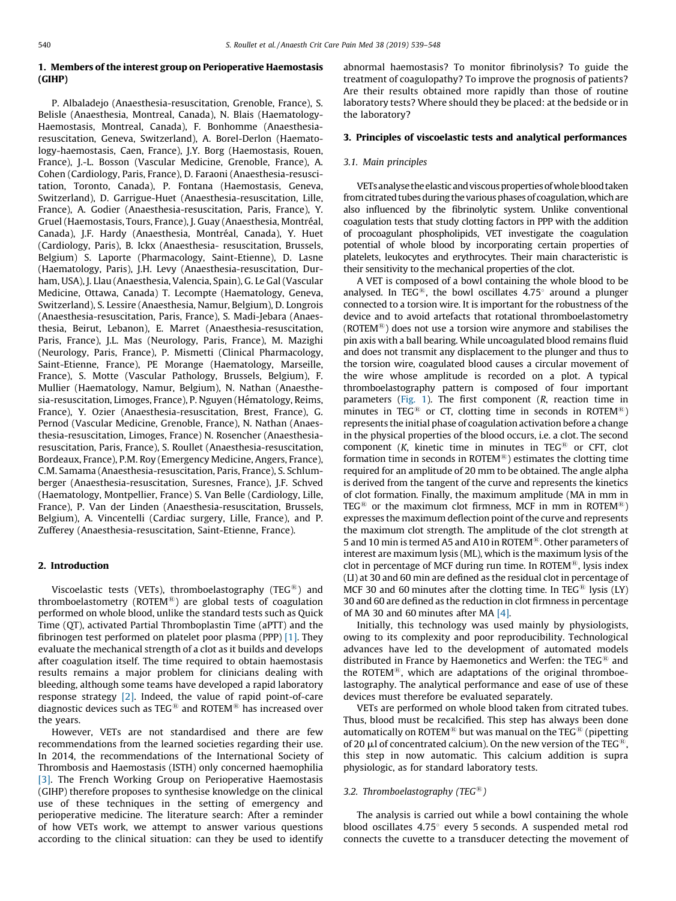## 1. Members of the interest group on Perioperative Haemostasis (GIHP)

P. Albaladejo (Anaesthesia-resuscitation, Grenoble, France), S. Belisle (Anaesthesia, Montreal, Canada), N. Blais (Haematology-Haemostasis, Montreal, Canada), F. Bonhomme (Anaesthesia-resuscitation, Geneva, Switzerland), A. Borel-Derlon (Haematology-haemostasis, Caen, France), J.Y. Borg (Haemostasis, Rouen, France), J.-L. Bosson (Vascular Medicine, Grenoble, France), A. Cohen (Cardiology, Paris, France), D. Faraoni (Anaesthesia-resuscitation, Toronto, Canada), P. Fontana (Haemostasis, Geneva, Switzerland), D. Garrigue-Huet (Anaesthesia-resuscitation, Lille, France), A. Godier (Anaesthesia-resuscitation, Paris, France), Y. Gruel (Haemostasis, Tours, France), J. Guay (Anaesthesia, Montréal, Canada), J.F. Hardy (Anaesthesia, Montréal, Canada), Y. Huet (Cardiology, Paris), B. Ickx (Anaesthesia- resuscitation, Brussels, Belgium) S. Laporte (Pharmacology, Saint-Etienne), D. Lasne (Haematology, Paris), J.H. Levy (Anaesthesia-resuscitation, Durham, USA), J. Llau (Anaesthesia, Valencia, Spain), G. Le Gal (Vascular Medicine, Ottawa, Canada) T. Lecompte (Haematology, Geneva, Switzerland), S. Lessire (Anaesthesia, Namur, Belgium), D. Longrois (Anaesthesia-resuscitation, Paris, France), S. Madi-Jebara (Anaesthesia, Beirut, Lebanon), E. Marret (Anaesthesia-resuscitation, Paris, France), J.L. Mas (Neurology, Paris, France), M. Mazighi (Neurology, Paris, France), P. Mismetti (Clinical Pharmacology, Saint-Etienne, France), PE Morange (Haematology, Marseille, France), S. Motte (Vascular Pathology, Brussels, Belgium), F. Mullier (Haematology, Namur, Belgium), N. Nathan (Anaesthesia-resuscitation, Limoges, France), P. Nguyen (Hématology, Reims, France), Y. Ozier (Anaesthesia-resuscitation, Brest, France), G. Pernod (Vascular Medicine, Grenoble, France), N. Nathan (Anaesthesia-resuscitation, Limoges, France) N. Rosencher (Anaesthesia-resuscitation, Paris, France), S. Roullet (Anaesthesia-resuscitation, Bordeaux, France), P.M. Roy (Emergency Medicine, Angers, France), C.M. Samama (Anaesthesia-resuscitation, Paris, France), S. Schlumberger (Anaesthesia-resuscitation, Suresnes, France), J.F. Schved (Haematology, Montpellier, France) S. Van Belle (Cardiology, Lille, France), P. Van der Linden (Anaesthesia-resuscitation, Brussels, Belgium), A. Vincentelli (Cardiac surgery, Lille, France), and P. Zufferey (Anaesthesia-resuscitation, Saint-Etienne, France).

## 2. Introduction

Viscoelastic tests (VETs), thromboelastography (TEG®) and thromboelastometry (ROTEM®) are global tests of coagulation performed on whole blood, unlike the standard tests such as Quick Time (QT), activated Partial Thromboplastin Time (aPTT) and the fibrinogen test performed on platelet poor plasma (PPP) [1]. They evaluate the mechanical strength of a clot as it builds and develops after coagulation itself. The time required to obtain haemostasis results remains a major problem for clinicians dealing with bleeding, although some teams have developed a rapid laboratory response strategy [2]. Indeed, the value of rapid point-of-care diagnostic devices such as TEG® and ROTEM® has increased over the years.

However, VETs are not standardised and there are few recommendations from the learned societies regarding their use. In 2014, the recommendations of the International Society of Thrombosis and Haemostasis (ISTH) only concerned haemophilia [3]. The French Working Group on Perioperative Haemostasis (GIHP) therefore proposes to synthesise knowledge on the clinical use of these techniques in the setting of emergency and perioperative medicine. The literature search: After a reminder of how VETs work, we attempt to answer various questions according to the clinical situation: can they be used to identify abnormal haemostasis? To monitor fibrinolysis? To guide the treatment of coagulopathy? To improve the prognosis of patients? Are their results obtained more rapidly than those of routine laboratory tests? Where should they be placed: at the bedside or in the laboratory?

## 3. Principles of viscoelastic tests and analytical performances

### 3.1. Main principles

VETs analyse the elastic and viscous properties of whole blood taken from citrated tubes during the various phases of coagulation, which are also influenced by the fibrinolytic system. Unlike conventional coagulation tests that study clotting factors in PPP with the addition of procoagulant phospholipids, VET investigate the coagulation potential of whole blood by incorporating certain properties of platelets, leukocytes and erythrocytes. Their main characteristic is their sensitivity to the mechanical properties of the clot.

A VET is composed of a bowl containing the whole blood to be analysed. In TEG®, the bowl oscillates 4.75° around a plunger connected to a torsion wire. It is important for the robustness of the device and to avoid artefacts that rotational thromboelastometry (ROTEM®) does not use a torsion wire anymore and stabilises the pin axis with a ball bearing. While uncoagulated blood remains fluid and does not transmit any displacement to the plunger and thus to the torsion wire, coagulated blood causes a circular movement of the wire whose amplitude is recorded on a plot. A typical thromboelastography pattern is composed of four important parameters (Fig. 1). The first component (*R*, reaction time in minutes in TEG® or CT, clotting time in seconds in ROTEM®) represents the initial phase of coagulation activation before a change in the physical properties of the blood occurs, i.e. a clot. The second component (*K*, kinetic time in minutes in TEG® or CFT, clot formation time in seconds in ROTEM®) estimates the clotting time required for an amplitude of 20 mm to be obtained. The angle alpha is derived from the tangent of the curve and represents the kinetics of clot formation. Finally, the maximum amplitude (MA in mm in TEG® or the maximum clot firmness, MCF in mm in ROTEM®) expresses the maximum deflection point of the curve and represents the maximum clot strength. The amplitude of the clot strength at 5 and 10 min is termed A5 and A10 in ROTEM®. Other parameters of interest are maximum lysis (ML), which is the maximum lysis of the clot in percentage of MCF during run time. In ROTEM®, lysis index (LI) at 30 and 60 min are defined as the residual clot in percentage of MCF 30 and 60 minutes after the clotting time. In TEG® lysis (LY) 30 and 60 are defined as the reduction in clot firmness in percentage of MA 30 and 60 minutes after MA [4].

Initially, this technology was used mainly by physiologists, owing to its complexity and poor reproducibility. Technological advances have led to the development of automated models distributed in France by Haemonetics and Werfen: the TEG® and the ROTEM®, which are adaptations of the original thromboelastography. The analytical performance and ease of use of these devices must therefore be evaluated separately.

VETs are performed on whole blood taken from citrated tubes. Thus, blood must be recalcified. This step has always been done automatically on ROTEM® but was manual on the TEG® (pipetting of 20 μl of concentrated calcium). On the new version of the TEG®, this step in now automatic. This calcium addition is supra physiologic, as for standard laboratory tests.

### 3.2. Thromboelastography (TEG®)

The analysis is carried out while a bowl containing the whole blood oscillates 4.75° every 5 seconds. A suspended metal rod connects the cuvette to a transducer detecting the movement of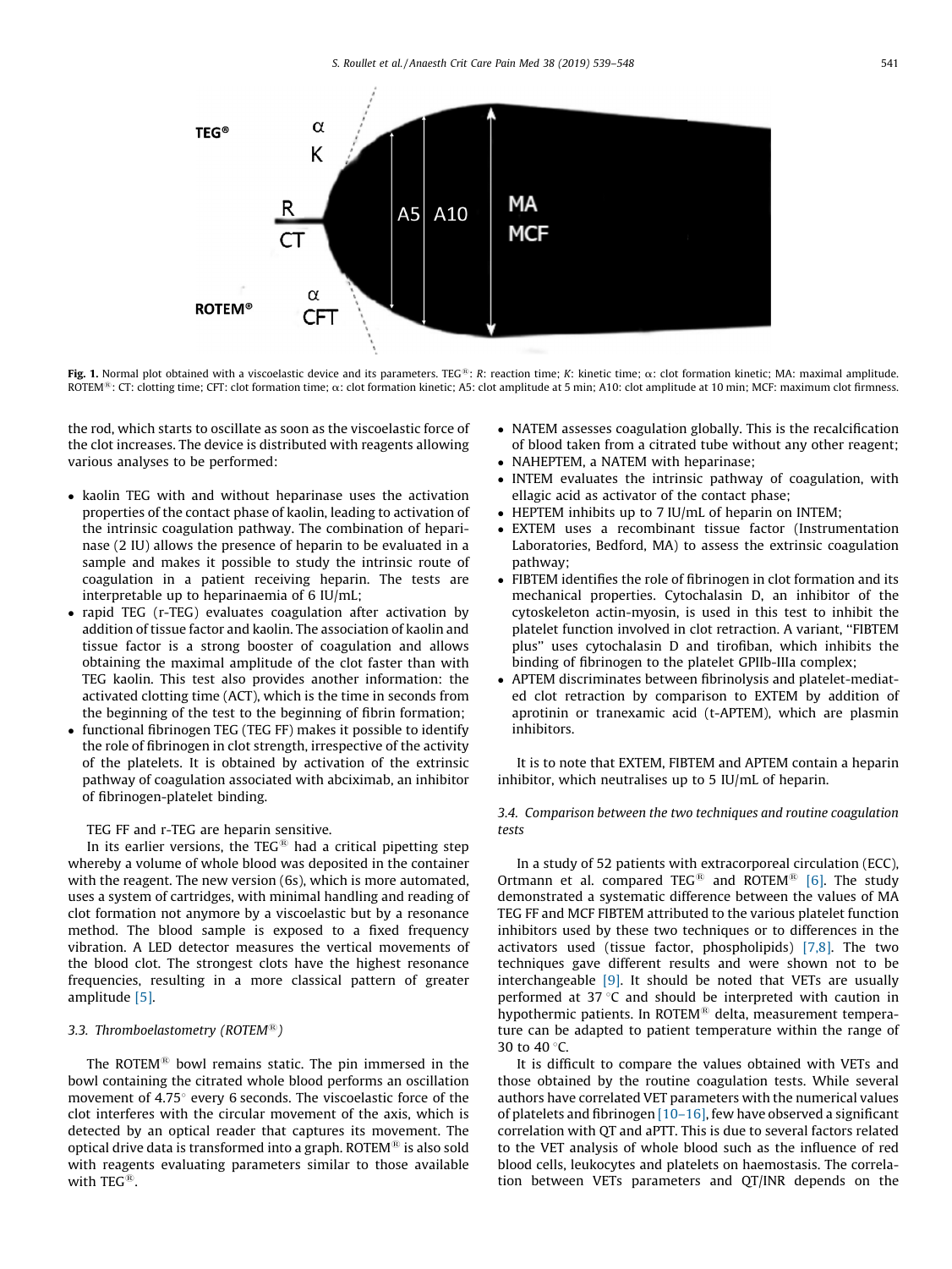Fig. 1. Normal plot obtained with a viscoelastic device and its parameters. TEG®: R: reaction time; K: kinetic time; α: clot formation kinetic; MA: maximal amplitude. ROTEM®: CT: clotting time; CFT: clot formation time; α: clot formation kinetic; A5: clot amplitude at 5 min; A10: clot amplitude at 10 min; MCF: maximum clot firmness.

the rod, which starts to oscillate as soon as the viscoelastic force of the clot increases. The device is distributed with reagents allowing various analyses to be performed:

- kaolin TEG with and without heparinase uses the activation properties of the contact phase of kaolin, leading to activation of the intrinsic coagulation pathway. The combination of heparinase (2 IU) allows the presence of heparin to be evaluated in a sample and makes it possible to study the intrinsic route of coagulation in a patient receiving heparin. The tests are interpretable up to heparinaemia of 6 IU/mL;
- rapid TEG (r-TEG) evaluates coagulation after activation by addition of tissue factor and kaolin. The association of kaolin and tissue factor is a strong booster of coagulation and allows obtaining the maximal amplitude of the clot faster than with TEG kaolin. This test also provides another information: the activated clotting time (ACT), which is the time in seconds from the beginning of the test to the beginning of fibrin formation;
- functional fibrinogen TEG (TEG FF) makes it possible to identify the role of fibrinogen in clot strength, irrespective of the activity of the platelets. It is obtained by activation of the extrinsic pathway of coagulation associated with abciximab, an inhibitor of fibrinogen-platelet binding.

TEG FF and r-TEG are heparin sensitive.

In its earlier versions, the TEG® had a critical pipetting step whereby a volume of whole blood was deposited in the container with the reagent. The new version (6s), which is more automated, uses a system of cartridges, with minimal handling and reading of clot formation not anymore by a viscoelastic but by a resonance method. The blood sample is exposed to a fixed frequency vibration. A LED detector measures the vertical movements of the blood clot. The strongest clots have the highest resonance frequencies, resulting in a more classical pattern of greater amplitude [5].

### 3.3. Thromboelastometry (ROTEM®)

The ROTEM® bowl remains static. The pin immersed in the bowl containing the citrated whole blood performs an oscillation movement of 4.75° every 6 seconds. The viscoelastic force of the clot interferes with the circular movement of the axis, which is detected by an optical reader that captures its movement. The optical drive data is transformed into a graph. ROTEM® is also sold with reagents evaluating parameters similar to those available with TEG®.

- NATEM assesses coagulation globally. This is the recalcification of blood taken from a citrated tube without any other reagent;
- NAHEPTEM, a NATEM with heparinase;
- INTEM evaluates the intrinsic pathway of coagulation, with ellagic acid as activator of the contact phase;
- HEPTEM inhibits up to 7 IU/mL of heparin on INTEM;
- EXTEM uses a recombinant tissue factor (Instrumentation Laboratories, Bedford, MA) to assess the extrinsic coagulation pathway;
- FIBTEM identifies the role of fibrinogen in clot formation and its mechanical properties. Cytochalasin D, an inhibitor of the cytoskeleton actin-myosin, is used in this test to inhibit the platelet function involved in clot retraction. A variant, "FIBTEM plus" uses cytochalasin D and tirofiban, which inhibits the binding of fibrinogen to the platelet GPIIb-IIIa complex;
- APTEM discriminates between fibrinolysis and platelet-mediated clot retraction by comparison to EXTEM by addition of aprotinin or tranexamic acid (t-APTEM), which are plasmin inhibitors.

It is to note that EXTEM, FIBTEM and APTEM contain a heparin inhibitor, which neutralises up to 5 IU/mL of heparin.

### 3.4. Comparison between the two techniques and routine coagulation tests

In a study of 52 patients with extracorporeal circulation (ECC), Ortmann et al. compared TEG® and ROTEM® [6]. The study demonstrated a systematic difference between the values of MA TEG FF and MCF FIBTEM attributed to the various platelet function inhibitors used by these two techniques or to differences in the activators used (tissue factor, phospholipids) [7,8]. The two techniques gave different results and were shown not to be interchangeable [9]. It should be noted that VETs are usually performed at 37 °C and should be interpreted with caution in hypothermic patients. In ROTEM® delta, measurement temperature can be adapted to patient temperature within the range of 30 to 40 °C.

It is difficult to compare the values obtained with VETs and those obtained by the routine coagulation tests. While several authors have correlated VET parameters with the numerical values of platelets and fibrinogen [10–16], few have observed a significant correlation with QT and aPTT. This is due to several factors related to the VET analysis of whole blood such as the influence of red blood cells, leukocytes and platelets on haemostasis. The correlation between VETs parameters and QT/INR depends on the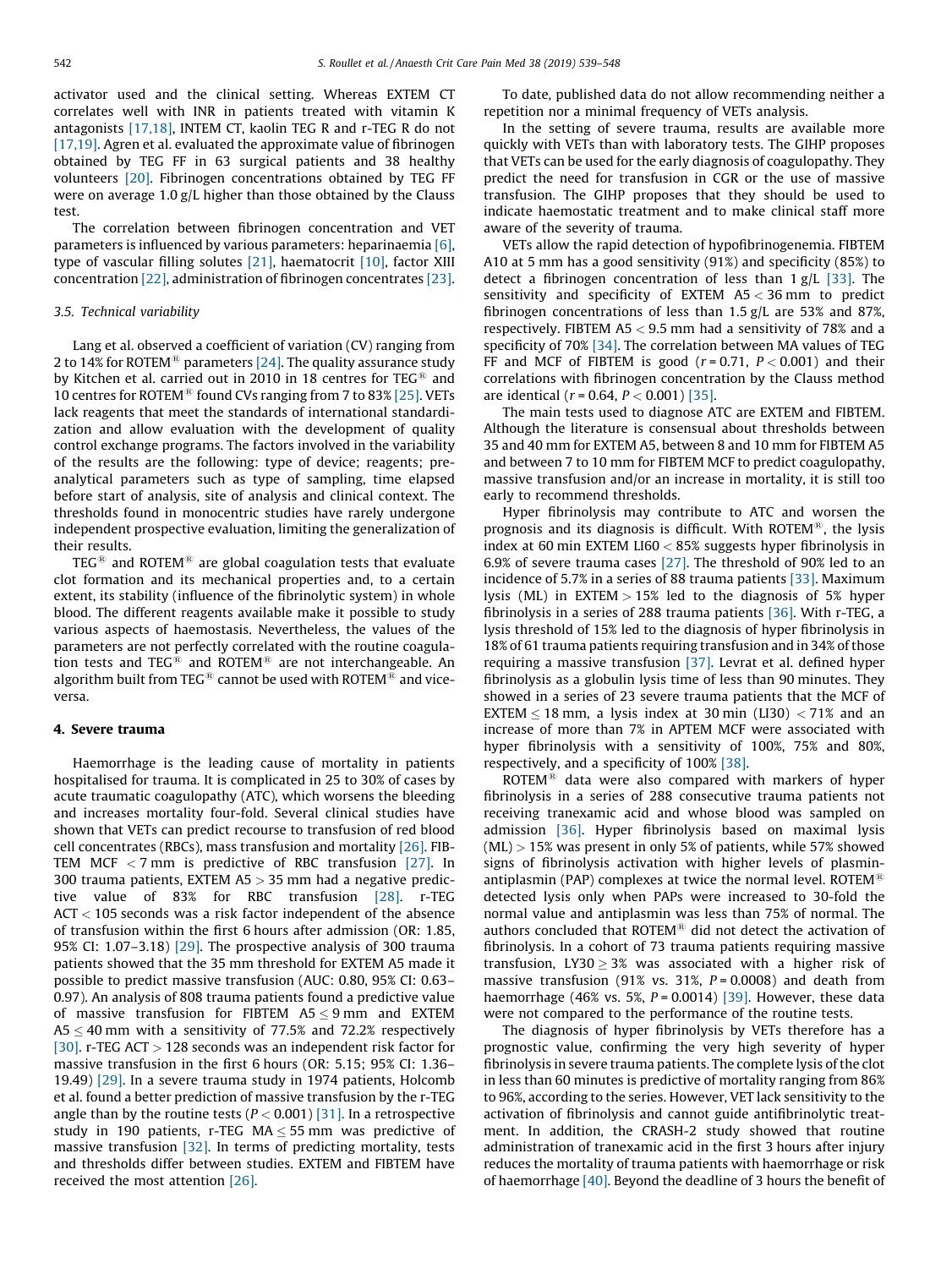activator used and the clinical setting. Whereas EXTEM CT correlates well with INR in patients treated with vitamin K antagonists [17,18], INTEM CT, kaolin TEG R and r-TEG R do not [17,19]. Agren et al. evaluated the approximate value of fibrinogen obtained by TEG FF in 63 surgical patients and 38 healthy volunteers [20]. Fibrinogen concentrations obtained by TEG FF were on average 1.0 g/L higher than those obtained by the Clauss test.

The correlation between fibrinogen concentration and VET parameters is influenced by various parameters: heparinaemia [6], type of vascular filling solutes [21], haematocrit [10], factor XIII concentration [22], administration of fibrinogen concentrates [23].

### 3.5. Technical variability

Lang et al. observed a coefficient of variation (CV) ranging from 2 to 14% for ROTEM® parameters [24]. The quality assurance study by Kitchen et al. carried out in 2010 in 18 centres for TEG® and 10 centres for ROTEM® found CVs ranging from 7 to 83% [25]. VETs lack reagents that meet the standards of international standardization and allow evaluation with the development of quality control exchange programs. The factors involved in the variability of the results are the following: type of device; reagents; pre-analytical parameters such as type of sampling, time elapsed before start of analysis, site of analysis and clinical context. The thresholds found in monocentric studies have rarely undergone independent prospective evaluation, limiting the generalization of their results.

TEG® and ROTEM® are global coagulation tests that evaluate clot formation and its mechanical properties and, to a certain extent, its stability (influence of the fibrinolytic system) in whole blood. The different reagents available make it possible to study various aspects of haemostasis. Nevertheless, the values of the parameters are not perfectly correlated with the routine coagulation tests and TEG® and ROTEM® are not interchangeable. An algorithm built from TEG® cannot be used with ROTEM® and vice-versa.

## 4. Severe trauma

Haemorrhage is the leading cause of mortality in patients hospitalised for trauma. It is complicated in 25 to 30% of cases by acute traumatic coagulopathy (ATC), which worsens the bleeding and increases mortality four-fold. Several clinical studies have shown that VETs can predict recourse to transfusion of red blood cell concentrates (RBCs), mass transfusion and mortality [26]. FIBTEM MCF < 7 mm is predictive of RBC transfusion [27]. In 300 trauma patients, EXTEM A5 > 35 mm had a negative predictive value of 83% for RBC transfusion [28]. r-TEG ACT < 105 seconds was a risk factor independent of the absence of transfusion within the first 6 hours after admission (OR: 1.85, 95% CI: 1.07–3.18) [29]. The prospective analysis of 300 trauma patients showed that the 35 mm threshold for EXTEM A5 made it possible to predict massive transfusion (AUC: 0.80, 95% CI: 0.63–0.97). An analysis of 808 trauma patients found a predictive value of massive transfusion for FIBTEM A5 ≤ 9 mm and EXTEM A5 ≤ 40 mm with a sensitivity of 77.5% and 72.2% respectively [30]. r-TEG ACT > 128 seconds was an independent risk factor for massive transfusion in the first 6 hours (OR: 5.15; 95% CI: 1.36–19.49) [29]. In a severe trauma study in 1974 patients, Holcomb et al. found a better prediction of massive transfusion by the r-TEG angle than by the routine tests ($P < 0.001$) [31]. In a retrospective study in 190 patients, r-TEG MA ≤ 55 mm was predictive of massive transfusion [32]. In terms of predicting mortality, tests and thresholds differ between studies. EXTEM and FIBTEM have received the most attention [26].

To date, published data do not allow recommending neither a repetition nor a minimal frequency of VETs analysis.

In the setting of severe trauma, results are available more quickly with VETs than with laboratory tests. The GIHP proposes that VETs can be used for the early diagnosis of coagulopathy. They predict the need for transfusion in CGR or the use of massive transfusion. The GIHP proposes that they should be used to indicate haemostatic treatment and to make clinical staff more aware of the severity of trauma.

VETs allow the rapid detection of hypofibrinogenemia. FIBTEM A10 at 5 mm has a good sensitivity (91%) and specificity (85%) to detect a fibrinogen concentration of less than 1 g/L [33]. The sensitivity and specificity of EXTEM A5 < 36 mm to predict fibrinogen concentrations of less than 1.5 g/L are 53% and 87%, respectively. FIBTEM A5 < 9.5 mm had a sensitivity of 78% and a specificity of 70% [34]. The correlation between MA values of TEG FF and MCF of FIBTEM is good ($r = 0.71$, $P < 0.001$) and their correlations with fibrinogen concentration by the Clauss method are identical ($r = 0.64$, $P < 0.001$) [35].

The main tests used to diagnose ATC are EXTEM and FIBTEM. Although the literature is consensual about thresholds between 35 and 40 mm for EXTEM A5, between 8 and 10 mm for FIBTEM A5 and between 7 to 10 mm for FIBTEM MCF to predict coagulopathy, massive transfusion and/or an increase in mortality, it is still too early to recommend thresholds.

Hyper fibrinolysis may contribute to ATC and worsen the prognosis and its diagnosis is difficult. With ROTEM®, the lysis index at 60 min EXTEM LI60 < 85% suggests hyper fibrinolysis in 6.9% of severe trauma cases [27]. The threshold of 90% led to an incidence of 5.7% in a series of 88 trauma patients [33]. Maximum lysis (ML) in EXTEM > 15% led to the diagnosis of 5% hyper fibrinolysis in a series of 288 trauma patients [36]. With r-TEG, a lysis threshold of 15% led to the diagnosis of hyper fibrinolysis in 18% of 61 trauma patients requiring transfusion and in 34% of those requiring a massive transfusion [37]. Levrat et al. defined hyper fibrinolysis as a globulin lysis time of less than 90 minutes. They showed in a series of 23 severe trauma patients that the MCF of EXTEM ≤ 18 mm, a lysis index at 30 min (LI30) < 71% and an increase of more than 7% in APTEM MCF were associated with hyper fibrinolysis with a sensitivity of 100%, 75% and 80%, respectively, and a specificity of 100% [38].

ROTEM® data were also compared with markers of hyper fibrinolysis in a series of 288 consecutive trauma patients not receiving tranexamic acid and whose blood was sampled on admission [36]. Hyper fibrinolysis based on maximal lysis (ML) > 15% was present in only 5% of patients, while 57% showed signs of fibrinolysis activation with higher levels of plasmin-antiplasmin (PAP) complexes at twice the normal level. ROTEM® detected lysis only when PAPs were increased to 30-fold the normal value and antiplasmin was less than 75% of normal. The authors concluded that ROTEM® did not detect the activation of fibrinolysis. In a cohort of 73 trauma patients requiring massive transfusion, LY30 ≥ 3% was associated with a higher risk of massive transfusion (91% vs. 31%, $P = 0.0008$) and death from haemorrhage (46% vs. 5%, $P = 0.0014$) [39]. However, these data were not compared to the performance of the routine tests.

The diagnosis of hyper fibrinolysis by VETs therefore has a prognostic value, confirming the very high severity of hyper fibrinolysis in severe trauma patients. The complete lysis of the clot in less than 60 minutes is predictive of mortality ranging from 86% to 96%, according to the series. However, VET lack sensitivity to the activation of fibrinolysis and cannot guide antifibrinolytic treatment. In addition, the CRASH-2 study showed that routine administration of tranexamic acid in the first 3 hours after injury reduces the mortality of trauma patients with haemorrhage or risk of haemorrhage [40]. Beyond the deadline of 3 hours the benefit of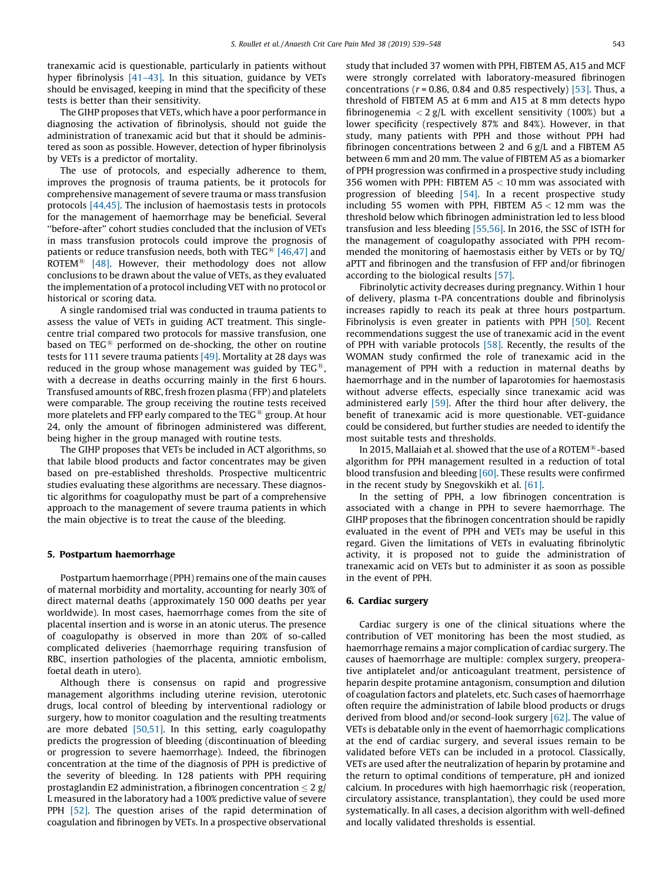tranexamic acid is questionable, particularly in patients without hyper fibrinolysis [41–43]. In this situation, guidance by VETs should be envisaged, keeping in mind that the specificity of these tests is better than their sensitivity.

The GIHP proposes that VETs, which have a poor performance in diagnosing the activation of fibrinolysis, should not guide the administration of tranexamic acid but that it should be administered as soon as possible. However, detection of hyper fibrinolysis by VETs is a predictor of mortality.

The use of protocols, and especially adherence to them, improves the prognosis of trauma patients, be it protocols for comprehensive management of severe trauma or mass transfusion protocols [44,45]. The inclusion of haemostasis tests in protocols for the management of haemorrhage may be beneficial. Several "before-after" cohort studies concluded that the inclusion of VETs in mass transfusion protocols could improve the prognosis of patients or reduce transfusion needs, both with TEG® [46,47] and ROTEM® [48]. However, their methodology does not allow conclusions to be drawn about the value of VETs, as they evaluated the implementation of a protocol including VET with no protocol or historical or scoring data.

A single randomised trial was conducted in trauma patients to assess the value of VETs in guiding ACT treatment. This single-centre trial compared two protocols for massive transfusion, one based on TEG® performed on de-shocking, the other on routine tests for 111 severe trauma patients [49]. Mortality at 28 days was reduced in the group whose management was guided by TEG®, with a decrease in deaths occurring mainly in the first 6 hours. Transfused amounts of RBC, fresh frozen plasma (FFP) and platelets were comparable. The group receiving the routine tests received more platelets and FFP early compared to the TEG® group. At hour 24, only the amount of fibrinogen administered was different, being higher in the group managed with routine tests.

The GIHP proposes that VETs be included in ACT algorithms, so that labile blood products and factor concentrates may be given based on pre-established thresholds. Prospective multicentric studies evaluating these algorithms are necessary. These diagnostic algorithms for coagulopathy must be part of a comprehensive approach to the management of severe trauma patients in which the main objective is to treat the cause of the bleeding.

## 5. Postpartum haemorrhage

Postpartum haemorrhage (PPH) remains one of the main causes of maternal morbidity and mortality, accounting for nearly 30% of direct maternal deaths (approximately 150 000 deaths per year worldwide). In most cases, haemorrhage comes from the site of placental insertion and is worse in an atonic uterus. The presence of coagulopathy is observed in more than 20% of so-called complicated deliveries (haemorrhage requiring transfusion of RBC, insertion pathologies of the placenta, amniotic embolism, foetal death in utero).

Although there is consensus on rapid and progressive management algorithms including uterine revision, uterotonic drugs, local control of bleeding by interventional radiology or surgery, how to monitor coagulation and the resulting treatments are more debated [50,51]. In this setting, early coagulopathy predicts the progression of bleeding (discontinuation of bleeding or progression to severe haemorrhage). Indeed, the fibrinogen concentration at the time of the diagnosis of PPH is predictive of the severity of bleeding. In 128 patients with PPH requiring prostaglandin E2 administration, a fibrinogen concentration $\leq$ 2 g/L measured in the laboratory had a 100% predictive value of severe PPH [52]. The question arises of the rapid determination of coagulation and fibrinogen by VETs. In a prospective observational study that included 37 women with PPH, FIBTEM A5, A15 and MCF were strongly correlated with laboratory-measured fibrinogen concentrations ($r = 0.86$, 0.84 and 0.85 respectively) [53]. Thus, a threshold of FIBTEM A5 at 6 mm and A15 at 8 mm detects hypo fibrinogenemia $<$ 2 g/L with excellent sensitivity (100%) but a lower specificity (respectively 87% and 84%). However, in that study, many patients with PPH and those without PPH had fibrinogen concentrations between 2 and 6 g/L and a FIBTEM A5 between 6 mm and 20 mm. The value of FIBTEM A5 as a biomarker of PPH progression was confirmed in a prospective study including 356 women with PPH: FIBTEM A5 $<$ 10 mm was associated with progression of bleeding [54]. In a recent prospective study including 55 women with PPH, FIBTEM A5 $<$ 12 mm was the threshold below which fibrinogen administration led to less blood transfusion and less bleeding [55,56]. In 2016, the SSC of ISTH for the management of coagulopathy associated with PPH recommended the monitoring of haemostasis either by VETs or by TQ/aPTT and fibrinogen and the transfusion of FFP and/or fibrinogen according to the biological results [57].

Fibrinolytic activity decreases during pregnancy. Within 1 hour of delivery, plasma t-PA concentrations double and fibrinolysis increases rapidly to reach its peak at three hours postpartum. Fibrinolysis is even greater in patients with PPH [50]. Recent recommendations suggest the use of tranexamic acid in the event of PPH with variable protocols [58]. Recently, the results of the WOMAN study confirmed the role of tranexamic acid in the management of PPH with a reduction in maternal deaths by haemorrhage and in the number of laparotomies for haemostasis without adverse effects, especially since tranexamic acid was administered early [59]. After the third hour after delivery, the benefit of tranexamic acid is more questionable. VET-guidance could be considered, but further studies are needed to identify the most suitable tests and thresholds.

In 2015, Mallaiah et al. showed that the use of a ROTEM®-based algorithm for PPH management resulted in a reduction of total blood transfusion and bleeding [60]. These results were confirmed in the recent study by Snegovskikh et al. [61].

In the setting of PPH, a low fibrinogen concentration is associated with a change in PPH to severe haemorrhage. The GIHP proposes that the fibrinogen concentration should be rapidly evaluated in the event of PPH and VETs may be useful in this regard. Given the limitations of VETs in evaluating fibrinolytic activity, it is proposed not to guide the administration of tranexamic acid on VETs but to administer it as soon as possible in the event of PPH.

## 6. Cardiac surgery

Cardiac surgery is one of the clinical situations where the contribution of VET monitoring has been the most studied, as haemorrhage remains a major complication of cardiac surgery. The causes of haemorrhage are multiple: complex surgery, preoperative antiplatelet and/or anticoagulant treatment, persistence of heparin despite protamine antagonism, consumption and dilution of coagulation factors and platelets, etc. Such cases of haemorrhage often require the administration of labile blood products or drugs derived from blood and/or second-look surgery [62]. The value of VETs is debatable only in the event of haemorrhagic complications at the end of cardiac surgery, and several issues remain to be validated before VETs can be included in a protocol. Classically, VETs are used after the neutralization of heparin by protamine and the return to optimal conditions of temperature, pH and ionized calcium. In procedures with high haemorrhagic risk (reoperation, circulatory assistance, transplantation), they could be used more systematically. In all cases, a decision algorithm with well-defined and locally validated thresholds is essential.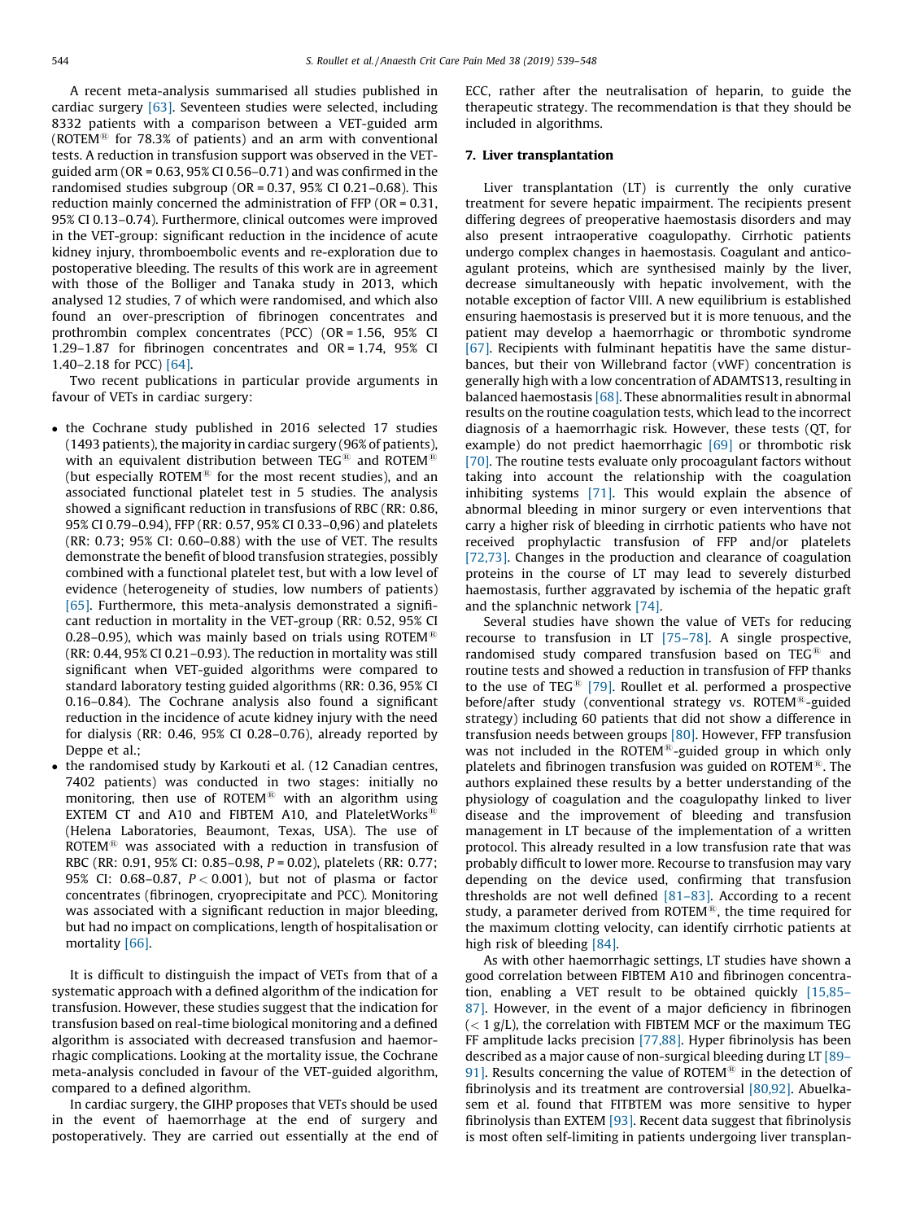A recent meta-analysis summarised all studies published in cardiac surgery [63]. Seventeen studies were selected, including 8332 patients with a comparison between a VET-guided arm (ROTEM® for 78.3% of patients) and an arm with conventional tests. A reduction in transfusion support was observed in the VET-guided arm (OR = 0.63, 95% CI 0.56–0.71) and was confirmed in the randomised studies subgroup (OR = 0.37, 95% CI 0.21–0.68). This reduction mainly concerned the administration of FFP (OR = 0.31, 95% CI 0.13–0.74). Furthermore, clinical outcomes were improved in the VET-group: significant reduction in the incidence of acute kidney injury, thromboembolic events and re-exploration due to postoperative bleeding. The results of this work are in agreement with those of the Bolliger and Tanaka study in 2013, which analysed 12 studies, 7 of which were randomised, and which also found an over-prescription of fibrinogen concentrates and prothrombin complex concentrates (PCC) (OR = 1.56, 95% CI 1.29–1.87 for fibrinogen concentrates and OR = 1.74, 95% CI 1.40–2.18 for PCC) [64].

Two recent publications in particular provide arguments in favour of VETs in cardiac surgery:

- the Cochrane study published in 2016 selected 17 studies (1493 patients), the majority in cardiac surgery (96% of patients), with an equivalent distribution between TEG® and ROTEM® (but especially ROTEM® for the most recent studies), and an associated functional platelet test in 5 studies. The analysis showed a significant reduction in transfusions of RBC (RR: 0.86, 95% CI 0.79–0.94), FFP (RR: 0.57, 95% CI 0.33–0,96) and platelets (RR: 0.73; 95% CI: 0.60–0.88) with the use of VET. The results demonstrate the benefit of blood transfusion strategies, possibly combined with a functional platelet test, but with a low level of evidence (heterogeneity of studies, low numbers of patients) [65]. Furthermore, this meta-analysis demonstrated a significant reduction in mortality in the VET-group (RR: 0.52, 95% CI 0.28–0.95), which was mainly based on trials using ROTEM® (RR: 0.44, 95% CI 0.21–0.93). The reduction in mortality was still significant when VET-guided algorithms were compared to standard laboratory testing guided algorithms (RR: 0.36, 95% CI 0.16–0.84). The Cochrane analysis also found a significant reduction in the incidence of acute kidney injury with the need for dialysis (RR: 0.46, 95% CI 0.28–0.76), already reported by Deppe et al.;
- the randomised study by Karkouti et al. (12 Canadian centres, 7402 patients) was conducted in two stages: initially no monitoring, then use of ROTEM® with an algorithm using EXTEM CT and A10 and FIBTEM A10, and PlateletWorks® (Helena Laboratories, Beaumont, Texas, USA). The use of ROTEM® was associated with a reduction in transfusion of RBC (RR: 0.91, 95% CI: 0.85–0.98, $P = 0.02$), platelets (RR: 0.77; 95% CI: 0.68–0.87, $P < 0.001$), but not of plasma or factor concentrates (fibrinogen, cryoprecipitate and PCC). Monitoring was associated with a significant reduction in major bleeding, but had no impact on complications, length of hospitalisation or mortality [66].

It is difficult to distinguish the impact of VETs from that of a systematic approach with a defined algorithm of the indication for transfusion. However, these studies suggest that the indication for transfusion based on real-time biological monitoring and a defined algorithm is associated with decreased transfusion and haemorrhagic complications. Looking at the mortality issue, the Cochrane meta-analysis concluded in favour of the VET-guided algorithm, compared to a defined algorithm.

In cardiac surgery, the GIHP proposes that VETs should be used in the event of haemorrhage at the end of surgery and postoperatively. They are carried out essentially at the end of ECC, rather after the neutralisation of heparin, to guide the therapeutic strategy. The recommendation is that they should be included in algorithms.

## 7. Liver transplantation

Liver transplantation (LT) is currently the only curative treatment for severe hepatic impairment. The recipients present differing degrees of preoperative haemostasis disorders and may also present intraoperative coagulopathy. Cirrhotic patients undergo complex changes in haemostasis. Coagulant and anticoagulant proteins, which are synthesised mainly by the liver, decrease simultaneously with hepatic involvement, with the notable exception of factor VIII. A new equilibrium is established ensuring haemostasis is preserved but it is more tenuous, and the patient may develop a haemorrhagic or thrombotic syndrome [67]. Recipients with fulminant hepatitis have the same disturbances, but their von Willebrand factor (vWF) concentration is generally high with a low concentration of ADAMTS13, resulting in balanced haemostasis [68]. These abnormalities result in abnormal results on the routine coagulation tests, which lead to the incorrect diagnosis of a haemorrhagic risk. However, these tests (QT, for example) do not predict haemorrhagic [69] or thrombotic risk [70]. The routine tests evaluate only procoagulant factors without taking into account the relationship with the coagulation inhibiting systems [71]. This would explain the absence of abnormal bleeding in minor surgery or even interventions that carry a higher risk of bleeding in cirrhotic patients who have not received prophylactic transfusion of FFP and/or platelets [72,73]. Changes in the production and clearance of coagulation proteins in the course of LT may lead to severely disturbed haemostasis, further aggravated by ischemia of the hepatic graft and the splanchnic network [74].

Several studies have shown the value of VETs for reducing recourse to transfusion in LT [75–78]. A single prospective, randomised study compared transfusion based on TEG® and routine tests and showed a reduction in transfusion of FFP thanks to the use of TEG® [79]. Roullet et al. performed a prospective before/after study (conventional strategy vs. ROTEM®-guided strategy) including 60 patients that did not show a difference in transfusion needs between groups [80]. However, FFP transfusion was not included in the ROTEM®-guided group in which only platelets and fibrinogen transfusion was guided on ROTEM®. The authors explained these results by a better understanding of the physiology of coagulation and the coagulopathy linked to liver disease and the improvement of bleeding and transfusion management in LT because of the implementation of a written protocol. This already resulted in a low transfusion rate that was probably difficult to lower more. Recourse to transfusion may vary depending on the device used, confirming that transfusion thresholds are not well defined [81–83]. According to a recent study, a parameter derived from ROTEM®, the time required for the maximum clotting velocity, can identify cirrhotic patients at high risk of bleeding [84].

As with other haemorrhagic settings, LT studies have shown a good correlation between FIBTEM A10 and fibrinogen concentration, enabling a VET result to be obtained quickly [15,85–87]. However, in the event of a major deficiency in fibrinogen (< 1 g/L), the correlation with FIBTEM MCF or the maximum TEG FF amplitude lacks precision [77,88]. Hyper fibrinolysis has been described as a major cause of non-surgical bleeding during LT [89–91]. Results concerning the value of ROTEM® in the detection of fibrinolysis and its treatment are controversial [80,92]. Abuelkasem et al. found that FITBTEM was more sensitive to hyper fibrinolysis than EXTEM [93]. Recent data suggest that fibrinolysis is most often self-limiting in patients undergoing liver transplan-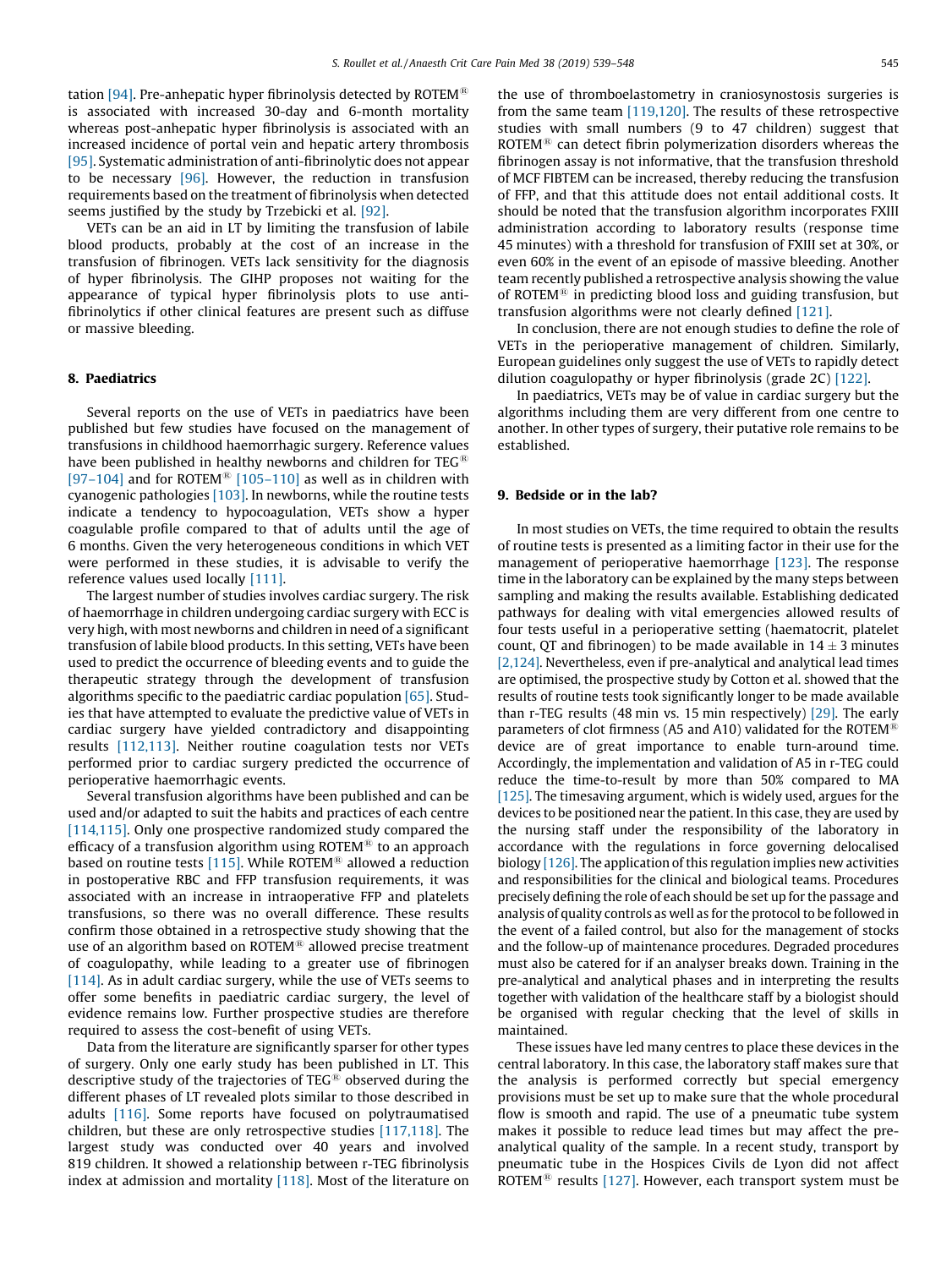tation [94]. Pre-anhepatic hyper fibrinolysis detected by ROTEM® is associated with increased 30-day and 6-month mortality whereas post-anhepatic hyper fibrinolysis is associated with an increased incidence of portal vein and hepatic artery thrombosis [95]. Systematic administration of anti-fibrinolytic does not appear to be necessary [96]. However, the reduction in transfusion requirements based on the treatment of fibrinolysis when detected seems justified by the study by Trzebicki et al. [92].

VETs can be an aid in LT by limiting the transfusion of labile blood products, probably at the cost of an increase in the transfusion of fibrinogen. VETs lack sensitivity for the diagnosis of hyper fibrinolysis. The GIHP proposes not waiting for the appearance of typical hyper fibrinolysis plots to use anti-fibrinolytics if other clinical features are present such as diffuse or massive bleeding.

## 8. Paediatrics

Several reports on the use of VETs in paediatrics have been published but few studies have focused on the management of transfusions in childhood haemorrhagic surgery. Reference values have been published in healthy newborns and children for TEG® [97–104] and for ROTEM® [105–110] as well as in children with cyanogenic pathologies [103]. In newborns, while the routine tests indicate a tendency to hypocoagulation, VETs show a hyper coagulable profile compared to that of adults until the age of 6 months. Given the very heterogeneous conditions in which VET were performed in these studies, it is advisable to verify the reference values used locally [111].

The largest number of studies involves cardiac surgery. The risk of haemorrhage in children undergoing cardiac surgery with ECC is very high, with most newborns and children in need of a significant transfusion of labile blood products. In this setting, VETs have been used to predict the occurrence of bleeding events and to guide the therapeutic strategy through the development of transfusion algorithms specific to the paediatric cardiac population [65]. Studies that have attempted to evaluate the predictive value of VETs in cardiac surgery have yielded contradictory and disappointing results [112,113]. Neither routine coagulation tests nor VETs performed prior to cardiac surgery predicted the occurrence of perioperative haemorrhagic events.

Several transfusion algorithms have been published and can be used and/or adapted to suit the habits and practices of each centre [114,115]. Only one prospective randomized study compared the efficacy of a transfusion algorithm using ROTEM® to an approach based on routine tests [115]. While ROTEM® allowed a reduction in postoperative RBC and FFP transfusion requirements, it was associated with an increase in intraoperative FFP and platelets transfusions, so there was no overall difference. These results confirm those obtained in a retrospective study showing that the use of an algorithm based on ROTEM® allowed precise treatment of coagulopathy, while leading to a greater use of fibrinogen [114]. As in adult cardiac surgery, while the use of VETs seems to offer some benefits in paediatric cardiac surgery, the level of evidence remains low. Further prospective studies are therefore required to assess the cost-benefit of using VETs.

Data from the literature are significantly sparser for other types of surgery. Only one early study has been published in LT. This descriptive study of the trajectories of TEG® observed during the different phases of LT revealed plots similar to those described in adults [116]. Some reports have focused on polytraumatised children, but these are only retrospective studies [117,118]. The largest study was conducted over 40 years and involved 819 children. It showed a relationship between r-TEG fibrinolysis index at admission and mortality [118]. Most of the literature on the use of thromboelastometry in craniosynostosis surgeries is from the same team [119,120]. The results of these retrospective studies with small numbers (9 to 47 children) suggest that ROTEM® can detect fibrin polymerization disorders whereas the fibrinogen assay is not informative, that the transfusion threshold of MCF FIBTEM can be increased, thereby reducing the transfusion of FFP, and that this attitude does not entail additional costs. It should be noted that the transfusion algorithm incorporates FXIII administration according to laboratory results (response time 45 minutes) with a threshold for transfusion of FXIII set at 30%, or even 60% in the event of an episode of massive bleeding. Another team recently published a retrospective analysis showing the value of ROTEM® in predicting blood loss and guiding transfusion, but transfusion algorithms were not clearly defined [121].

In conclusion, there are not enough studies to define the role of VETs in the perioperative management of children. Similarly, European guidelines only suggest the use of VETs to rapidly detect dilution coagulopathy or hyper fibrinolysis (grade 2C) [122].

In paediatrics, VETs may be of value in cardiac surgery but the algorithms including them are very different from one centre to another. In other types of surgery, their putative role remains to be established.

## 9. Bedside or in the lab?

In most studies on VETs, the time required to obtain the results of routine tests is presented as a limiting factor in their use for the management of perioperative haemorrhage [123]. The response time in the laboratory can be explained by the many steps between sampling and making the results available. Establishing dedicated pathways for dealing with vital emergencies allowed results of four tests useful in a perioperative setting (haematocrit, platelet count, QT and fibrinogen) to be made available in $14 \pm 3$ minutes [2,124]. Nevertheless, even if pre-analytical and analytical lead times are optimised, the prospective study by Cotton et al. showed that the results of routine tests took significantly longer to be made available than r-TEG results (48 min vs. 15 min respectively) [29]. The early parameters of clot firmness (A5 and A10) validated for the ROTEM® device are of great importance to enable turn-around time. Accordingly, the implementation and validation of A5 in r-TEG could reduce the time-to-result by more than 50% compared to MA [125]. The timesaving argument, which is widely used, argues for the devices to be positioned near the patient. In this case, they are used by the nursing staff under the responsibility of the laboratory in accordance with the regulations in force governing delocalised biology [126]. The application of this regulation implies new activities and responsibilities for the clinical and biological teams. Procedures precisely defining the role of each should be set up for the passage and analysis of quality controls as well as for the protocol to be followed in the event of a failed control, but also for the management of stocks and the follow-up of maintenance procedures. Degraded procedures must also be catered for if an analyser breaks down. Training in the pre-analytical and analytical phases and in interpreting the results together with validation of the healthcare staff by a biologist should be organised with regular checking that the level of skills in maintained.

These issues have led many centres to place these devices in the central laboratory. In this case, the laboratory staff makes sure that the analysis is performed correctly but special emergency provisions must be set up to make sure that the whole procedural flow is smooth and rapid. The use of a pneumatic tube system makes it possible to reduce lead times but may affect the pre-analytical quality of the sample. In a recent study, transport by pneumatic tube in the Hospices Civils de Lyon did not affect ROTEM® results [127]. However, each transport system must be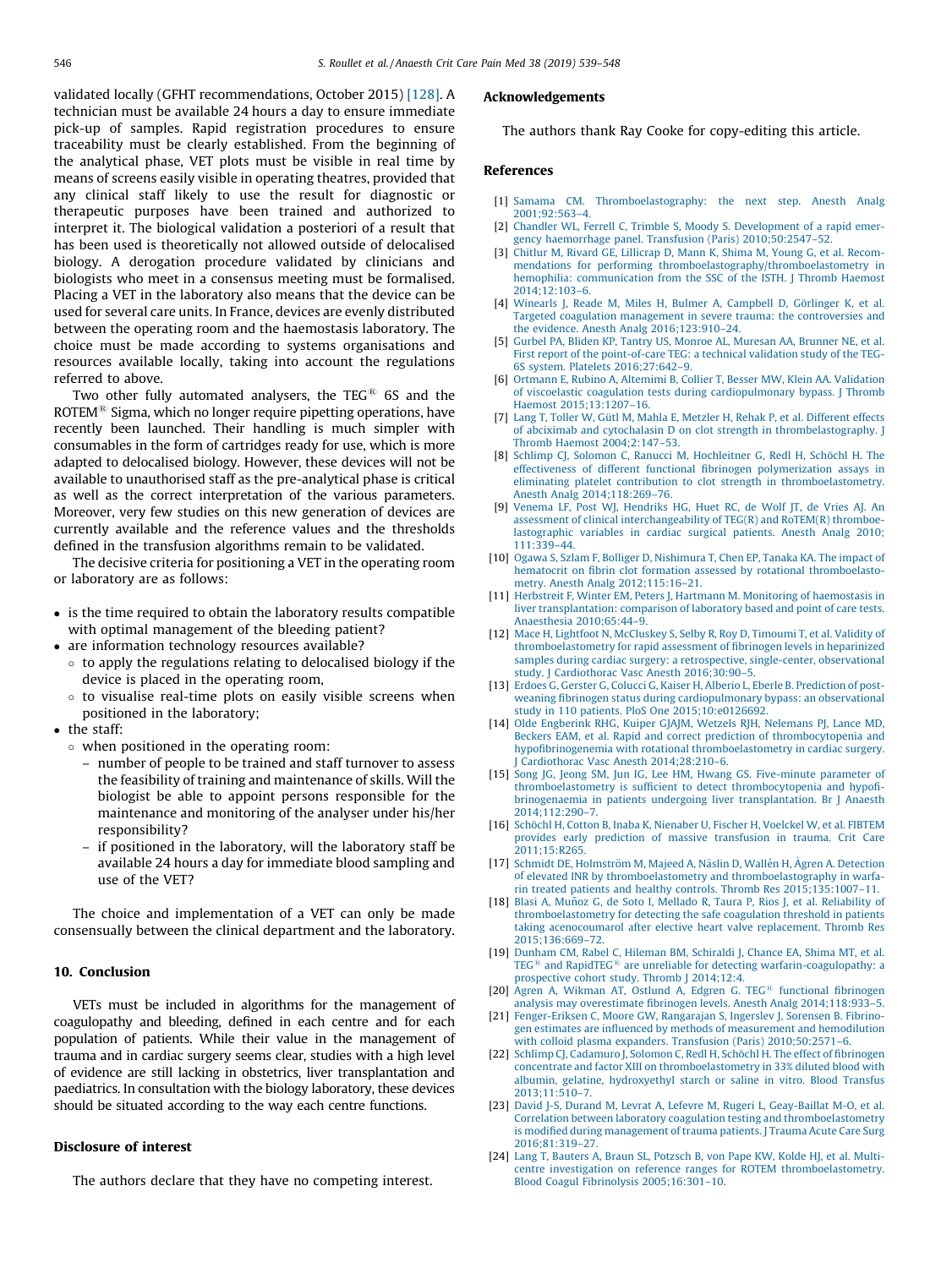validated locally (GFHT recommendations, October 2015) [128]. A technician must be available 24 hours a day to ensure immediate pick-up of samples. Rapid registration procedures to ensure traceability must be clearly established. From the beginning of the analytical phase, VET plots must be visible in real time by means of screens easily visible in operating theatres, provided that any clinical staff likely to use the result for diagnostic or therapeutic purposes have been trained and authorized to interpret it. The biological validation a posteriori of a result that has been used is theoretically not allowed outside of delocalised biology. A derogation procedure validated by clinicians and biologists who meet in a consensus meeting must be formalised. Placing a VET in the laboratory also means that the device can be used for several care units. In France, devices are evenly distributed between the operating room and the haemostasis laboratory. The choice must be made according to systems organisations and resources available locally, taking into account the regulations referred to above.

Two other fully automated analysers, the TEG® 6S and the ROTEM® Sigma, which no longer require pipetting operations, have recently been launched. Their handling is much simpler with consumables in the form of cartridges ready for use, which is more adapted to delocalised biology. However, these devices will not be available to unauthorised staff as the pre-analytical phase is critical as well as the correct interpretation of the various parameters. Moreover, very few studies on this new generation of devices are currently available and the reference values and the thresholds defined in the transfusion algorithms remain to be validated.

The decisive criteria for positioning a VET in the operating room or laboratory are as follows:

- is the time required to obtain the laboratory results compatible with optimal management of the bleeding patient?
- are information technology resources available?
  - to apply the regulations relating to delocalised biology if the device is placed in the operating room,
  - to visualise real-time plots on easily visible screens when positioned in the laboratory;
- the staff:
  - when positioned in the operating room:
    - number of people to be trained and staff turnover to assess the feasibility of training and maintenance of skills. Will the biologist be able to appoint persons responsible for the maintenance and monitoring of the analyser under his/her responsibility?
    - if positioned in the laboratory, will the laboratory staff be available 24 hours a day for immediate blood sampling and use of the VET?

The choice and implementation of a VET can only be made consensually between the clinical department and the laboratory.

## 10. Conclusion

VETs must be included in algorithms for the management of coagulopathy and bleeding, defined in each centre and for each population of patients. While their value in the management of trauma and in cardiac surgery seems clear, studies with a high level of evidence are still lacking in obstetrics, liver transplantation and paediatrics. In consultation with the biology laboratory, these devices should be situated according to the way each centre functions.

## Disclosure of interest

The authors declare that they have no competing interest.

## Acknowledgements

The authors thank Ray Cooke for copy-editing this article.

## References

[1] Samama CM. Thromboelastography: the next step. Anesth Analg 2001;92:563–4.

[2] Chandler WL, Ferrell C, Trimble S, Moody S. Development of a rapid emergency haemorrhage panel. Transfusion (Paris) 2010;50:2547–52.

[3] Chitlur M, Rivard GE, Lillicrap D, Mann K, Shima M, Young G, et al. Recommendations for performing thromboelastography/thromboelastometry in hemophilia: communication from the SSC of the ISTH. J Thromb Haemost 2014;12:103–6.

[4] Winearls J, Reade M, Miles H, Bulmer A, Campbell D, Görlinger K, et al. Targeted coagulation management in severe trauma: the controversies and the evidence. Anesth Analg 2016;123:910–24.

[5] Gurbel PA, Bliden KP, Tantry US, Monroe AL, Muresan AA, Brunner NE, et al. First report of the point-of-care TEG: a technical validation study of the TEG-6S system. Platelets 2016;27:642–9.

[6] Ortmann E, Rubino A, Altemimi B, Collier T, Besser MW, Klein AA. Validation of viscoelastic coagulation tests during cardiopulmonary bypass. J Thromb Haemost 2015;13:1207–16.

[7] Lang T, Toller W, Gütl M, Mahla E, Metzler H, Rehak P, et al. Different effects of abciximab and cytochalasin D on clot strength in thrombelastography. J Thromb Haemost 2004;2:147–53.

[8] Schlimp CJ, Solomon C, Ranucci M, Hochleitner G, Redl H, Schöchl H. The effectiveness of different functional fibrinogen polymerization assays in eliminating platelet contribution to clot strength in thromboelastometry. Anesth Analg 2014;118:269–76.

[9] Venema LF, Post WJ, Hendriks HG, Huet RC, de Wolf JT, de Vries AJ. An assessment of clinical interchangeability of TEG(R) and RoTEM(R) thromboelastographic variables in cardiac surgical patients. Anesth Analg 2010; 111:339–44.

[10] Ogawa S, Szlam F, Bolliger D, Nishimura T, Chen EP, Tanaka KA. The impact of hematocrit on fibrin clot formation assessed by rotational thromboelastometry. Anesth Analg 2012;115:16–21.

[11] Herbstreit F, Winter EM, Peters J, Hartmann M. Monitoring of haemostasis in liver transplantation: comparison of laboratory based and point of care tests. Anaesthesia 2010;65:44–9.

[12] Mace H, Lightfoot N, McCluskey S, Selby R, Roy D, Timoumi T, et al. Validity of thromboelastometry for rapid assessment of fibrinogen levels in heparinized samples during cardiac surgery: a retrospective, single-center, observational study. J Cardiothorac Vasc Anesth 2016;30:90–5.

[13] Erdoes G, Gerster G, Colucci G, Kaiser H, Alberio L, Eberle B. Prediction of post-weaning fibrinogen status during cardiopulmonary bypass: an observational study in 110 patients. PloS One 2015;10:e0126692.

[14] Olde Engberink RHG, Kuiper GJAJM, Wetzels RJH, Nelemans PJ, Lance MD, Beckers EAM, et al. Rapid and correct prediction of thrombocytopenia and hypofibrinogenemia with rotational thromboelastometry in cardiac surgery. J Cardiothorac Vasc Anesth 2014;28:210–6.

[15] Song JG, Jeong SM, Jun IG, Lee HM, Hwang GS. Five-minute parameter of thromboelastometry is sufficient to detect thrombocytopenia and hypofibrinogenaemia in patients undergoing liver transplantation. Br J Anaesth 2014;112:290–7.

[16] Schöchl H, Cotton B, Inaba K, Nienaber U, Fischer H, Voelckel W, et al. FIBTEM provides early prediction of massive transfusion in trauma. Crit Care 2011;15:R265.

[17] Schmidt DE, Holmström M, Majeed A, Näslin D, Wallén H, Ågren A. Detection of elevated INR by thromboelastometry and thromboelastography in warfarin treated patients and healthy controls. Thromb Res 2015;135:1007–11.

[18] Blasi A, Muñoz G, de Soto I, Mellado R, Taura P, Rios J, et al. Reliability of thromboelastometry for detecting the safe coagulation threshold in patients taking acenocoumarol after elective heart valve replacement. Thromb Res 2015;136:669–72.

[19] Dunham CM, Rabel C, Hileman BM, Schiraldi J, Chance EA, Shima MT, et al. TEG® and RapidTEG® are unreliable for detecting warfarin-coagulopathy: a prospective cohort study. Thromb J 2014;12:4.

[20] Agren A, Wikman AT, Ostlund A, Edgren G. TEG® functional fibrinogen analysis may overestimate fibrinogen levels. Anesth Analg 2014;118:933–5.

[21] Fenger-Eriksen C, Moore GW, Rangarajan S, Ingerslev J, Sorensen B. Fibrinogen estimates are influenced by methods of measurement and hemodilution with colloid plasma expanders. Transfusion (Paris) 2010;50:2571–6.

[22] Schlimp CJ, Cadamuro J, Solomon C, Redl H, Schöchl H. The effect of fibrinogen concentrate and factor XIII on thromboelastometry in 33% diluted blood with albumin, gelatine, hydroxyethyl starch or saline in vitro. Blood Transfus 2013;11:510–7.

[23] David J-S, Durand M, Levrat A, Lefevre M, Rugeri L, Geay-Baillat M-O, et al. Correlation between laboratory coagulation testing and thromboelastometry is modified during management of trauma patients. J Trauma Acute Care Surg 2016;81:319–27.

[24] Lang T, Bauters A, Braun SL, Potzsch B, von Pape KW, Kolde HJ, et al. Multi-centre investigation on reference ranges for ROTEM thromboelastometry. Blood Coagul Fibrinolysis 2005;16:301–10.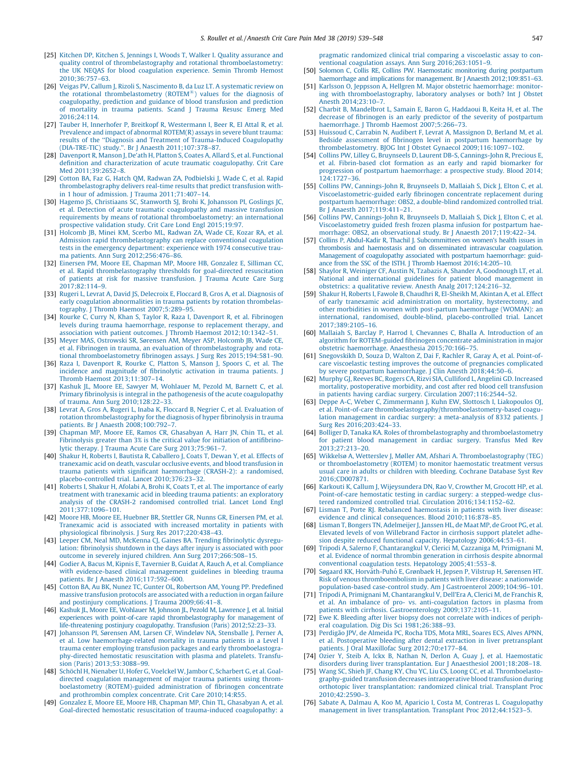[25] Kitchen DP, Kitchen S, Jennings I, Woods T, Walker I. Quality assurance and quality control of thrombelastography and rotational thromboelastometry: the UK NEQAS for blood coagulation experience. Semin Thromb Hemost 2010;36:757–63.

[26] Veigas PV, Callum J, Rizoli S, Nascimento B, da Luz LT. A systematic review on the rotational thrombelastometry (ROTEM®) values for the diagnosis of coagulopathy, prediction and guidance of blood transfusion and prediction of mortality in trauma patients. Scand J Trauma Resusc Emerg Med 2016;24:114.

[27] Tauber H, Innerhofer P, Breitkopf R, Westermann I, Beer R, El Attal R, et al. Prevalence and impact of abnormal ROTEM(R) assays in severe blunt trauma: results of the "Diagnosis and Treatment of Trauma-Induced Coagulopathy (DIA-TRE-TIC) study.". Br J Anaesth 2011;107:378–87.

[28] Davenport R, Manson J, De'ath H, Platton S, Coates A, Allard S, et al. Functional definition and characterization of acute traumatic coagulopathy. Crit Care Med 2011;39:2652–8.

[29] Cotton BA, Faz G, Hatch QM, Radwan ZA, Podbielski J, Wade C, et al. Rapid thrombelastography delivers real-time results that predict transfusion within 1 hour of admission. J Trauma 2011;71:407–14.

[30] Hagemo JS, Christiaans SC, Stanworth SJ, Brohi K, Johansson PI, Goslings JC, et al. Detection of acute traumatic coagulopathy and massive transfusion requirements by means of rotational thromboelastometry: an international prospective validation study. Crit Care Lond Engl 2015;19:97.

[31] Holcomb JB, Minei KM, Scerbo ML, Radwan ZA, Wade CE, Kozar RA, et al. Admission rapid thrombelastography can replace conventional coagulation tests in the emergency department: experience with 1974 consecutive trauma patients. Ann Surg 2012;256:476–86.

[32] Einersen PM, Moore EE, Chapman MP, Moore HB, Gonzalez E, Silliman CC, et al. Rapid thrombelastography thresholds for goal-directed resuscitation of patients at risk for massive transfusion. J Trauma Acute Care Surg 2017;82:114–9.

[33] Rugeri L, Levrat A, David JS, Delecroix E, Floccard B, Gros A, et al. Diagnosis of early coagulation abnormalities in trauma patients by rotation thrombelastography. J Thromb Haemost 2007;5:289–95.

[34] Rourke C, Curry N, Khan S, Taylor R, Raza I, Davenport R, et al. Fibrinogen levels during trauma haemorrhage, response to replacement therapy, and association with patient outcomes. J Thromb Haemost 2012;10:1342–51.

[35] Meyer MAS, Ostrowski SR, Sørensen AM, Meyer ASP, Holcomb JB, Wade CE, et al. Fibrinogen in trauma, an evaluation of thrombelastography and rotational thromboelastometry fibrinogen assays. J Surg Res 2015;194:581–90.

[36] Raza I, Davenport R, Rourke C, Platton S, Manson J, Spoors C, et al. The incidence and magnitude of fibrinolytic activation in trauma patients. J Thromb Haemost 2013;11:307–14.

[37] Kashuk JL, Moore EE, Sawyer M, Wohlauer M, Pezold M, Barnett C, et al. Primary fibrinolysis is integral in the pathogenesis of the acute coagulopathy of trauma. Ann Surg 2010;128:22–33.

[38] Levrat A, Gros A, Rugeri L, Inaba K, Floccard B, Negrier C, et al. Evaluation of rotation thrombelastography for the diagnosis of hyperfibrinolysis in trauma patients. Br J Anaesth 2008;100:792–7.

[39] Chapman MP, Moore EE, Ramos CR, Ghasabyan A, Harr JN, Chin TL, et al. Fibrinolysis greater than 3% is the critical value for initiation of antifibrinolytic therapy. J Trauma Acute Care Surg 2013;75:961–7.

[40] Shakur H, Roberts I, Bautista R, Caballero J, Coats T, Dewan Y, et al. Effects of tranexamic acid on death, vascular occlusive events, and blood transfusion in trauma patients with significant haemorrhage (CRASH-2): a randomised, placebo-controlled trial. Lancet 2010;376:23–32.

[41] Roberts I, Shakur H, Afolabi A, Brohi K, Coats T, et al. The importance of early treatment with tranexamic acid in bleeding trauma patients: an exploratory analysis of the CRASH-2 randomised controlled trial. Lancet Lond Engl 2011;377:1096–101.

[42] Moore HB, Moore EE, Huebner BR, Stettler GR, Nunns GR, Einersen PM, et al. Tranexamic acid is associated with increased mortality in patients with physiological fibrinolysis. J Surg Res 2017;220:438–43.

[43] Leeper CM, Neal MD, McKenna CJ, Gaines BA. Trending fibrinolytic dysregulation: fibrinolysis shutdown in the days after injury is associated with poor outcome in severely injured children. Ann Surg 2017;266:508–15.

[44] Godier A, Bacus M, Kipnis E, Tavernier B, Guidat A, Rauch A, et al. Compliance with evidence-based clinical management guidelines in bleeding trauma patients. Br J Anaesth 2016;117:592–600.

[45] Cotton BA, Au BK, Nunez TC, Gunter OL, Robertson AM, Young PP. Predefined massive transfusion protocols are associated with a reduction in organ failure and postinjury complications. J Trauma 2009;66:41–8.

[46] Kashuk JL, Moore EE, Wohlauer M, Johnson JL, Pezold M, Lawrence J, et al. Initial experiences with point-of-care rapid thrombelastography for management of life-threatening postinjury coagulopathy. Transfusion (Paris) 2012;52:23–33.

[47] Johansson PI, Sørensen AM, Larsen CF, Windeløv NA, Stensballe J, Perner A, et al. Low haemorrhage-related mortality in trauma patients in a Level I trauma center employing transfusion packages and early thromboelastography-directed hemostatic resuscitation with plasma and platelets. Transfusion (Paris) 2013;53:3088–99.

[48] Schöchl H, Nienaber U, Hofer G, Voelckel W, Jambor C, Scharbert G, et al. Goal-directed coagulation management of major trauma patients using thromboelastometry (ROTEM)-guided administration of fibrinogen concentrate and prothrombin complex concentrate. Crit Care 2010;14:R55.

[49] Gonzalez E, Moore EE, Moore HB, Chapman MP, Chin TL, Ghasabyan A, et al. Goal-directed hemostatic resuscitation of trauma-induced coagulopathy: a pragmatic randomized clinical trial comparing a viscoelastic assay to conventional coagulation assays. Ann Surg 2016;263:1051–9.

[50] Solomon C, Collis RE, Collins PW. Haemostatic monitoring during postpartum haemorrhage and implications for management. Br J Anaesth 2012;109:851–63.

[51] Karlsson O, Jeppsson A, Hellgren M. Major obstetric haemorrhage: monitoring with thromboelastography, laboratory analyses or both? Int J Obstet Anesth 2014;23:10–7.

[52] Charbit B, Mandelbrot L, Samain E, Baron G, Haddaoui B, Keita H, et al. The decrease of fibrinogen is an early predictor of the severity of postpartum haemorrhage. J Thromb Haemost 2007;5:266–73.

[53] Huissoud C, Carrabin N, Audibert F, Levrat A, Massignon D, Berland M, et al. Bedside assessment of fibrinogen level in postpartum haemorrhage by thrombelastometry. BJOG Int J Obstet Gynaecol 2009;116:1097–102.

[54] Collins PW, Lilley G, Bruynseels D, Laurent DB-S, Cannings-John R, Precious E, et al. Fibrin-based clot formation as an early and rapid biomarker for progression of postpartum haemorrhage: a prospective study. Blood 2014;124:1727–36.

[55] Collins PW, Cannings-John R, Bruynseels D, Mallaiah S, Dick J, Elton C, et al. Viscoelastometric-guided early fibrinogen concentrate replacement during postpartum haemorrhage: OBS2, a double-blind randomized controlled trial. Br J Anaesth 2017;119:411–21.

[56] Collins PW, Cannings-John R, Bruynseels D, Mallaiah S, Dick J, Elton C, et al. Viscoelastometry guided fresh frozen plasma infusion for postpartum haemorrhage: OBS2, an observational study. Br J Anaesth 2017;119:422–34.

[57] Collins P, Abdul-Kadir R, Thachil J. Subcommittees on women's health issues in thrombosis and haemostasis and on disseminated intravascular coagulation. Management of coagulopathy associated with postpartum haemorrhage: guidance from the SSC of the ISTH. J Thromb Haemost 2016;14:205–10.

[58] Shaylor R, Weiniger CF, Austin N, Tzabazis A, Shander A, Goodnough LT, et al. National and international guidelines for patient blood management in obstetrics: a qualitative review. Anesth Analg 2017;124:216–32.

[59] Shakur H, Roberts I, Fawole B, Chaudhri R, El-Sheikh M, Akintan A, et al. Effect of early tranexamic acid administration on mortality, hysterectomy, and other morbidities in women with post-partum haemorrhage (WOMAN): an international, randomised, double-blind, placebo-controlled trial. Lancet 2017;389:2105–16.

[60] Mallaiah S, Barclay P, Harrod I, Chevannes C, Bhalla A. Introduction of an algorithm for ROTEM-guided fibrinogen concentrate administration in major obstetric haemorrhage. Anaesthesia 2015;70:166–75.

[61] Snegovskikh D, Souza D, Walton Z, Dai F, Rachler R, Garay A, et al. Point-of-care viscoelastic testing improves the outcome of pregnancies complicated by severe postpartum haemorrhage. J Clin Anesth 2018;44:50–6.

[62] Murphy GJ, Reeves BC, Rogers CA, Rizvi SIA, Culliford L, Angelini GD. Increased mortality, postoperative morbidity, and cost after red blood cell transfusion in patients having cardiac surgery. Circulation 2007;116:2544–52.

[63] Deppe A-C, Weber C, Zimmermann J, Kuhn EW, Slottosch I, Liakopoulos OJ, et al. Point-of-care thromboelastography/thromboelastometry-based coagulation management in cardiac surgery: a meta-analysis of 8332 patients. J Surg Res 2016;203:424–33.

[64] Bolliger D, Tanaka KA. Roles of thrombelastography and thromboelastometry for patient blood management in cardiac surgery. Transfus Med Rev 2013;27:213–20.

[65] Wikkelsø A, Wetterslev J, Møller AM, Afshari A. Thromboelastography (TEG) or thromboelastometry (ROTEM) to monitor haemostatic treatment versus usual care in adults or children with bleeding. Cochrane Database Syst Rev 2016;CD007871.

[66] Karkouti K, Callum J, Wijeysundera DN, Rao V, Crowther M, Grocott HP, et al. Point-of-care hemostatic testing in cardiac surgery: a stepped-wedge clustered randomized controlled trial. Circulation 2016;134:1152–62.

[67] Lisman T, Porte RJ. Rebalanced haemostasis in patients with liver disease: evidence and clinical consequences. Blood 2010;116:878–85.

[68] Lisman T, Bongers TN, Adelmeijer J, Janssen HL, de Maat MP, de Groot PG, et al. Elevated levels of von Willebrand Factor in cirrhosis support platelet adhesion despite reduced functional capacity. Hepatology 2006;44:53–61.

[69] Tripodi A, Salerno F, Chantarangkul V, Clerici M, Cazzaniga M, Primignani M, et al. Evidence of normal thrombin generation in cirrhosis despite abnormal conventional coagulation tests. Hepatology 2005;41:553–8.

[70] Søgaard KK, Horváth-Puhó E, Grønbaek H, Jepsen P, Vilstrup H, Sørensen HT. Risk of venous thromboembolism in patients with liver disease: a nationwide population-based case-control study. Am J Gastroenterol 2009;104:96–101.

[71] Tripodi A, Primignani M, Chantarangkul V, Dell'Era A, Clerici M, de Franchis R, et al. An imbalance of pro- vs. anti-coagulation factors in plasma from patients with cirrhosis. Gastroenterology 2009;137:2105–11.

[72] Ewe K. Bleeding after liver biopsy does not correlate with indices of peripheral coagulation. Dig Dis Sci 1981;26:388–93.

[73] Perdigão JPV, de Almeida PC, Rocha TDS, Mota MRL, Soares ECS, Alves APNN, et al. Postoperative bleeding after dental extraction in liver pretransplant patients. J Oral Maxillofac Surg 2012;70:e177–84.

[74] Ozier Y, Steib A, Ickx B, Nathan N, Derlon A, Guay J, et al. Haemostatic disorders during liver transplantation. Eur J Anaesthesiol 2001;18:208–18.

[75] Wang SC, Shieh JF, Chang KY, Chu YC, Liu CS, Loong CC, et al. Thromboelastography-guided transfusion decreases intraoperative blood transfusion during orthotopic liver transplantation: randomized clinical trial. Transplant Proc 2010;42:2590–3.

[76] Sabate A, Dalmau A, Koo M, Aparicio I, Costa M, Contreras L. Coagulopathy management in liver transplantation. Transplant Proc 2012;44:1523–5.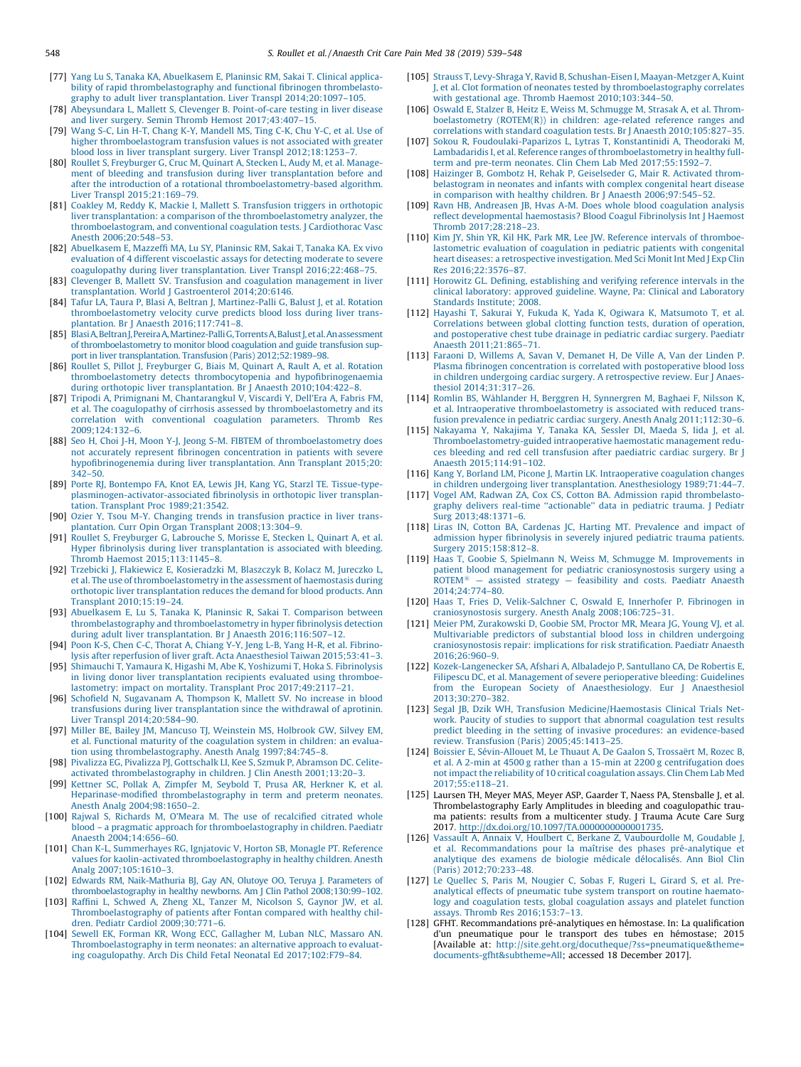[77] Yang Lu S, Tanaka KA, Abuelkasem E, Planinsic RM, Sakai T. Clinical applicability of rapid thrombelastography and functional fibrinogen thrombelastography to adult liver transplantation. Liver Transpl 2014;20:1097–105.

[78] Abeysundara L, Mallett S, Clevenger B. Point-of-care testing in liver disease and liver surgery. Semin Thromb Hemost 2017;43:407–15.

[79] Wang S-C, Lin H-T, Chang K-Y, Mandell MS, Ting C-K, Chu Y-C, et al. Use of higher thromboelastogram transfusion values is not associated with greater blood loss in liver transplant surgery. Liver Transpl 2012;18:1253–7.

[80] Roullet S, Freyburger G, Cruc M, Quinart A, Stecken L, Audy M, et al. Management of bleeding and transfusion during liver transplantation before and after the introduction of a rotational thromboelastometry-based algorithm. Liver Transpl 2015;21:169–79.

[81] Coakley M, Reddy K, Mackie I, Mallett S. Transfusion triggers in orthotopic liver transplantation: a comparison of the thromboelastometry analyzer, the thromboelastogram, and conventional coagulation tests. J Cardiothorac Vasc Anesth 2006;20:548–53.

[82] Abuelkasem E, Mazzeffi MA, Lu SY, Planinsic RM, Sakai T, Tanaka KA. Ex vivo evaluation of 4 different viscoelastic assays for detecting moderate to severe coagulopathy during liver transplantation. Liver Transpl 2016;22:468–75.

[83] Clevenger B, Mallett SV. Transfusion and coagulation management in liver transplantation. World J Gastroenterol 2014;20:6146.

[84] Tafur LA, Taura P, Blasi A, Beltran J, Martinez-Palli G, Balust J, et al. Rotation thromboelastometry velocity curve predicts blood loss during liver transplantation. Br J Anaesth 2016;117:741–8.

[85] Blasi A, Beltran J, Pereira A, Martinez-Palli G, Torrents A, Balust J, et al. An assessment of thromboelastometry to monitor blood coagulation and guide transfusion support in liver transplantation. Transfusion (Paris) 2012;52:1989–98.

[86] Roullet S, Pillot J, Freyburger G, Biais M, Quinart A, Rault A, et al. Rotation thromboelastometry detects thrombocytopenia and hypofibrinogenaemia during orthotopic liver transplantation. Br J Anaesth 2010;104:422–8.

[87] Tripodi A, Primignani M, Chantarangkul V, Viscardi Y, Dell'Era A, Fabris FM, et al. The coagulopathy of cirrhosis assessed by thromboelastometry and its correlation with conventional coagulation parameters. Thromb Res 2009;124:132–6.

[88] Seo H, Choi J-H, Moon Y-J, Jeong S-M. FIBTEM of thromboelastometry does not accurately represent fibrinogen concentration in patients with severe hypofibrinogenemia during liver transplantation. Ann Transplant 2015;20:342–50.

[89] Porte RJ, Bontempo FA, Knot EA, Lewis JH, Kang YG, Starzl TE. Tissue-type-plasminogen-activator-associated fibrinolysis in orthotopic liver transplantation. Transplant Proc 1989;21:3542.

[90] Ozier Y, Tsou M-Y. Changing trends in transfusion practice in liver transplantation. Curr Opin Organ Transplant 2008;13:304–9.

[91] Roullet S, Freyburger G, Labrouche S, Morisse E, Stecken L, Quinart A, et al. Hyper fibrinolysis during liver transplantation is associated with bleeding. Thromb Haemost 2015;113:1145–8.

[92] Trzebicki J, Flakiewicz E, Kosieradzki M, Blaszczyk B, Kolacz M, Jureczko L, et al. The use of thromboelastometry in the assessment of haemostasis during orthotopic liver transplantation reduces the demand for blood products. Ann Transplant 2010;15:19–24.

[93] Abuelkasem E, Lu S, Tanaka K, Planinsic R, Sakai T. Comparison between thrombelastography and thromboelastometry in hyper fibrinolysis detection during adult liver transplantation. Br J Anaesth 2016;116:507–12.

[94] Poon K-S, Chen C-C, Thorat A, Chiang Y-Y, Jeng L-B, Yang H-R, et al. Fibrinolysis after reperfusion of liver graft. Acta Anaesthesiol Taiwan 2015;53:41–3.

[95] Shimauchi T, Yamaura K, Higashi M, Abe K, Yoshizumi T, Hoka S. Fibrinolysis in living donor liver transplantation recipients evaluated using thromboelastometry: impact on mortality. Transplant Proc 2017;49:2117–21.

[96] Schofield N, Sugavanam A, Thompson K, Mallett SV. No increase in blood transfusions during liver transplantation since the withdrawal of aprotinin. Liver Transpl 2014;20:584–90.

[97] Miller BE, Bailey JM, Mancuso TJ, Weinstein MS, Holbrook GW, Silvey EM, et al. Functional maturity of the coagulation system in children: an evaluation using thrombelastography. Anesth Analg 1997;84:745–8.

[98] Pivalizza EG, Pivalizza PJ, Gottschalk LI, Kee S, Szmuk P, Abramson DC. Celite-activated thrombelastography in children. J Clin Anesth 2001;13:20–3.

[99] Kettner SC, Pollak A, Zimpfer M, Seybold T, Prusa AR, Herkner K, et al. Heparinase-modified thrombelastography in term and preterm neonates. Anesth Analg 2004;98:1650–2.

[100] Rajwal S, Richards M, O'Meara M. The use of recalcified citrated whole blood – a pragmatic approach for thromboelastography in children. Paediatr Anaesth 2004;14:656–60.

[101] Chan K-L, Summerhayes RG, Ignjatovic V, Horton SB, Monagle PT. Reference values for kaolin-activated thromboelastography in healthy children. Anesth Analg 2007;105:1610–3.

[102] Edwards RM, Naik-Mathuria BJ, Gay AN, Olutoye OO, Teruya J. Parameters of thromboelastography in healthy newborns. Am J Clin Pathol 2008;130:99–102.

[103] Raffini L, Schwed A, Zheng XL, Tanzer M, Nicolson S, Gaynor JW, et al. Thromboelastography of patients after Fontan compared with healthy children. Pediatr Cardiol 2009;30:771–6.

[104] Sewell EK, Forman KR, Wong ECC, Gallagher M, Luban NLC, Massaro AN. Thromboelastography in term neonates: an alternative approach to evaluating coagulopathy. Arch Dis Child Fetal Neonatal Ed 2017;102:F79–84.

[105] Strauss T, Levy-Shraga Y, Ravid B, Schushan-Eisen I, Maayan-Metzger A, Kuint J, et al. Clot formation of neonates tested by thromboelastography correlates with gestational age. Thromb Haemost 2010;103:344–50.

[106] Oswald E, Stalzer B, Heitz E, Weiss M, Schmugge M, Strasak A, et al. Thromboelastometry (ROTEM(R)) in children: age-related reference ranges and correlations with standard coagulation tests. Br J Anaesth 2010;105:827–35.

[107] Sokou R, Foudoulaki-Paparizos L, Lytras T, Konstantinidi A, Theodoraki M, Lambadaridis I, et al. Reference ranges of thromboelastometry in healthy full-term and pre-term neonates. Clin Chem Lab Med 2017;55:1592–7.

[108] Haizinger B, Gombotz H, Rehak P, Geiselseder G, Mair R. Activated thrombelastogram in neonates and infants with complex congenital heart disease in comparison with healthy children. Br J Anaesth 2006;97:545–52.

[109] Ravn HB, Andreasen JB, Hvas A-M. Does whole blood coagulation analysis reflect developmental haemostasis? Blood Coagul Fibrinolysis Int J Haemost Thromb 2017;28:218–23.

[110] Kim JY, Shin YR, Kil HK, Park MR, Lee JW. Reference intervals of thromboelastometric evaluation of coagulation in pediatric patients with congenital heart diseases: a retrospective investigation. Med Sci Monit Int Med J Exp Clin Res 2016;22:3576–87.

[111] Horowitz GL. Defining, establishing and verifying reference intervals in the clinical laboratory: approved guideline. Wayne, Pa: Clinical and Laboratory Standards Institute; 2008.

[112] Hayashi T, Sakurai Y, Fukuda K, Yada K, Ogiwara K, Matsumoto T, et al. Correlations between global clotting function tests, duration of operation, and postoperative chest tube drainage in pediatric cardiac surgery. Paediatr Anaesth 2011;21:865–71.

[113] Faraoni D, Willems A, Savan V, Demanet H, De Ville A, Van der Linden P. Plasma fibrinogen concentration is correlated with postoperative blood loss in children undergoing cardiac surgery. A retrospective review. Eur J Anaesthesiol 2014;31:317–26.

[114] Romlin BS, Wåhlander H, Berggren H, Synnergren M, Baghaei F, Nilsson K, et al. Intraoperative thromboelastometry is associated with reduced transfusion prevalence in pediatric cardiac surgery. Anesth Analg 2011;112:30–6.

[115] Nakayama Y, Nakajima Y, Tanaka KA, Sessler DI, Maeda S, Iida J, et al. Thromboelastometry-guided intraoperative haemostatic management reduces bleeding and red cell transfusion after paediatric cardiac surgery. Br J Anaesth 2015;114:91–102.

[116] Kang Y, Borland LM, Picone J, Martin LK. Intraoperative coagulation changes in children undergoing liver transplantation. Anesthesiology 1989;71:44–7.

[117] Vogel AM, Radwan ZA, Cox CS, Cotton BA. Admission rapid thrombelastography delivers real-time "actionable" data in pediatric trauma. J Pediatr Surg 2013;48:1371–6.

[118] Liras IN, Cotton BA, Cardenas JC, Harting MT. Prevalence and impact of admission hyper fibrinolysis in severely injured pediatric trauma patients. Surgery 2015;158:812–8.

[119] Haas T, Goobie S, Spielmann N, Weiss M, Schmugge M. Improvements in patient blood management for pediatric craniosynostosis surgery using a ROTEM® – assisted strategy – feasibility and costs. Paediatr Anaesth 2014;24:774–80.

[120] Haas T, Fries D, Velik-Salchner C, Oswald E, Innerhofer P. Fibrinogen in craniosynostosis surgery. Anesth Analg 2008;106:725–31.

[121] Meier PM, Zurakowski D, Goobie SM, Proctor MR, Meara JG, Young VJ, et al. Multivariable predictors of substantial blood loss in children undergoing craniosynostosis repair: implications for risk stratification. Paediatr Anaesth 2016;26:960–9.

[122] Kozek-Langenecker SA, Afshari A, Albaladejo P, Santullano CA, De Robertis E, Filipescu DC, et al. Management of severe perioperative bleeding: Guidelines from the European Society of Anaesthesiology. Eur J Anaesthesiol 2013;30:270–382.

[123] Segal JB, Dzik WH, Transfusion Medicine/Haemostasis Clinical Trials Network. Paucity of studies to support that abnormal coagulation test results predict bleeding in the setting of invasive procedures: an evidence-based review. Transfusion (Paris) 2005;45:1413–25.

[124] Boissier E, Sévin-Allouet M, Le Thuaut A, De Gaalon S, Trossaërt M, Rozec B, et al. A 2-min at 4500 g rather than a 15-min at 2200 g centrifugation does not impact the reliability of 10 critical coagulation assays. Clin Chem Lab Med 2017;55:e118–21.

[125] Laursen TH, Meyer MAS, Meyer ASP, Gaarder T, Naess PA, Stensballe J, et al. Thrombelastography Early Amplitudes in bleeding and coagulopathic trauma patients: results from a multicenter study. J Trauma Acute Care Surg 2017. http://dx.doi.org/10.1097/TA.0000000000001735.

[126] Vassault A, Annaix V, Houlbert C, Berkane Z, Vaubourdolle M, Goudable J, et al. Recommandations pour la maîtrise des phases pré-analytique et analytique des examens de biologie médicale délocalisés. Ann Biol Clin (Paris) 2012;70:233–48.

[127] Le Quellec S, Paris M, Nougier C, Sobas F, Rugeri L, Girard S, et al. Pre-analytical effects of pneumatic tube system transport on routine haematology and coagulation tests, global coagulation assays and platelet function assays. Thromb Res 2016;153:7–13.

[128] GFHT. Recommandations pré-analytiques en hémostase. In: La qualification d'un pneumatique pour le transport des tubes en hémostase; 2015 [Available at: http://site.geht.org/docutheque/?ss=pneumatique&theme=documents-gfht&subtheme=All; accessed 18 December 2017].